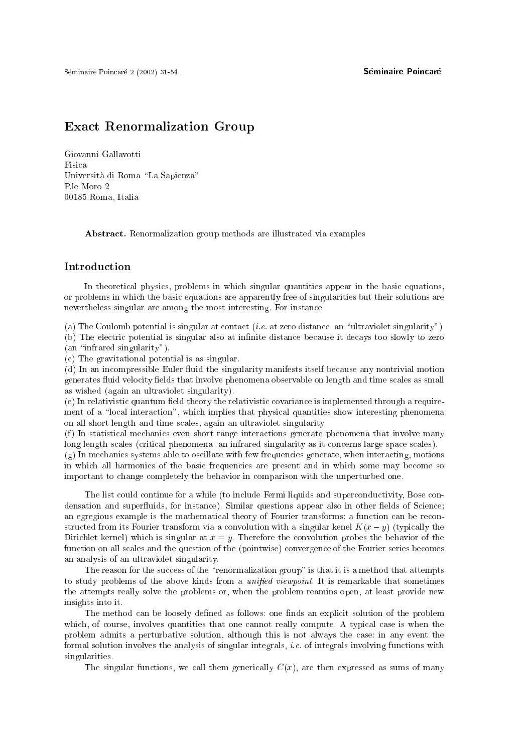# Exact Renormalization Group

Giovanni Gallavotti
Fisica
Università di Roma "La Sapienza"
P.le Moro 2
00185 Roma, Italia

**Abstract.** Renormalization group methods are illustrated via examples

## Introduction

In theoretical physics, problems in which singular quantities appear in the basic equations, or problems in which the basic equations are apparently free of singularities but their solutions are nevertheless singular are among the most interesting. For instance

(a) The Coulomb potential is singular at contact (*i.e.* at zero distance: an "ultraviolet singularity")
(b) The electric potential is singular also at infinite distance because it decays too slowly to zero (an "infrared singularity").
(c) The gravitational potential is as singular.
(d) In an incompressible Euler fluid the singularity manifests itself because any nontrivial motion generates fluid velocity fields that involve phenomena observable on length and time scales as small as wished (again an ultraviolet singularity).
(e) In relativistic quantum field theory the relativistic covariance is implemented through a requirement of a "local interaction", which implies that physical quantities show interesting phenomena on all short length and time scales, again an ultraviolet singularity.
(f) In statistical mechanics even short range interactions generate phenomena that involve many long length scales (critical phenomena: an infrared singularity as it concerns large space scales).
(g) In mechanics systems able to oscillate with few frequencies generate, when interacting, motions in which all harmonics of the basic frequencies are present and in which some may become so important to change completely the behavior in comparison with the unperturbed one.

The list could continue for a while (to include Fermi liquids and superconductivity, Bose condensation and superfluids, for instance). Similar questions appear also in other fields of Science; an egregious example is the mathematical theory of Fourier transforms: a function can be reconstructed from its Fourier transform via a convolution with a singular kenel $K(x-y)$ (typically the Dirichlet kernel) which is singular at $x = y$. Therefore the convolution probes the behavior of the function on all scales and the question of the (pointwise) convergence of the Fourier series becomes an analysis of an ultraviolet singularity.

The reason for the success of the "renormalization group" is that it is a method that attempts to study problems of the above kinds from a *unified viewpoint*. It is remarkable that sometimes the attempts really solve the problems or, when the problem reamins open, at least provide new insights into it.

The method can be loosely defined as follows: one finds an explicit solution of the problem which, of course, involves quantities that one cannot really compute. A typical case is when the problem admits a perturbative solution, although this is not always the case: in any event the formal solution involves the analysis of singular integrals, *i.e.* of integrals involving functions with singularities.

The singular functions, we call them generically $C(x)$, are then expressed as sums of many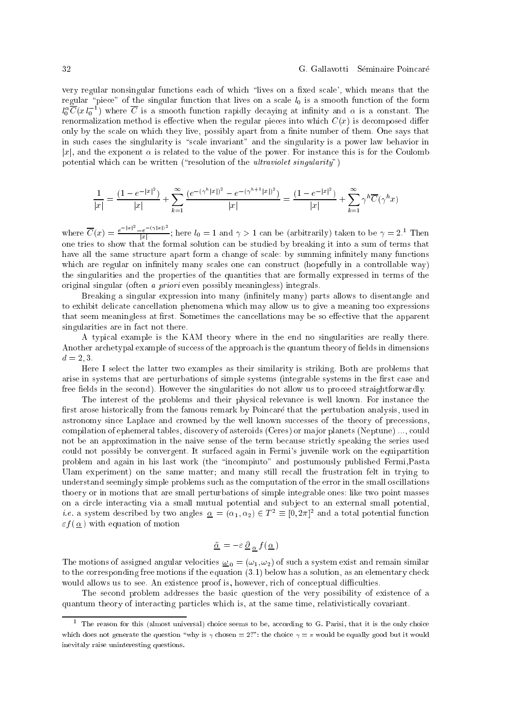very regular nonsingular functions each of which "lives on a fixed scale', which means that the regular "piece" of the singular function that lives on a scale $l_0$ is a smooth function of the form $l_0^\alpha \overline{C}(x\, l_0^{-1})$ where $\overline{C}$ is a smooth function rapidly decaying at infinity and $\alpha$ is a constant. The renormalization method is effective when the regular pieces into which $C(x)$ is decomposed differ only by the scale on which they live, possibly apart from a finite number of them. One says that in such cases the singlularity is "scale invariant" and the singularity is a power law behavior in $|x|$, and the exponent $\alpha$ is related to the value of the power. For instance this is for the Coulomb potential which can be written ("resolution of the *ultraviolet singularity*")

$$\frac{1}{|x|} = \frac{(1-e^{-|x|^2})}{|x|} + \sum_{k=1}^{\infty} \frac{(e^{-(\gamma^h|x|)^2} - e^{-(\gamma^{h+1}|x|)^2})}{|x|} = \frac{(1-e^{-|x|^2})}{|x|} + \sum_{k=1}^{\infty} \gamma^h \overline{C}(\gamma^h x)$$

where $\overline{C}(x) = \frac{e^{-|x|^2} - e^{-(\gamma|x|)^2}}{|x|}$; here $l_0 = 1$ and $\gamma > 1$ can be (arbitrarily) taken to be $\gamma = 2$.[1] Then one tries to show that the formal solution can be studied by breaking it into a sum of terms that have all the same structure apart form a change of scale: by summing infinitely many functions which are regular on infinitely many scales one can construct (hopefully in a controllable way) the singularities and the properties of the quantities that are formally expressed in terms of the original singular (often *a priori* even possibly meaningless) integrals.

Breaking a singular expression into many (infinitely many) parts allows to disentangle and to exhibit delicate cancellation phenomena which may allow us to give a meaning too expressions that seem meaningless at first. Sometimes the cancellations may be so effective that the apparent singularities are in fact not there.

A typical example is the KAM theory where in the end no singularities are really there. Another archetypal example of success of the approach is the quantum theory of fields in dimensions $d = 2, 3$.

Here I select the latter two examples as their similarity is striking. Both are problems that arise in systems that are perturbations of simple systems (integrable systems in the first case and free fields in the second). However the singularities do not allow us to proceed straightforwardly.

The interest of the problems and their physical relevance is well known. For instance the first arose historically from the famous remark by Poincaré that the pertubation analysis, used in astronomy since Laplace and crowned by the well known successes of the theory of precessions, compilation of ephemeral tables, discovery of asteroids (Ceres) or major planets (Neptune) ..., could not be an approximation in the naive sense of the term because strictly speaking the series used could not possibly be convergent. It surfaced again in Fermi's juvenile work on the equipartition problem and again in his last work (the "incompiuto" and postumously published Fermi,Pasta Ulam experiment) on the same matter; and many still recall the frustration felt in trying to understand seemingly simple problems such as the computation of the error in the small oscillations thoery or in motions that are small perturbations of simple integrable ones: like two point masses on a circle interacting via a small mutual potential and subject to an external small potential, *i.e.* a system described by two angles $\underline{\alpha} = (\alpha_1, \alpha_2) \in T^2 \equiv [0, 2\pi]^2$ and a total potential function $\varepsilon f(\underline{\alpha})$ with equation of motion

$$\underline{\ddot{\alpha}} = -\varepsilon\, \underline{\partial}_{\underline{\alpha}} f(\underline{\alpha})$$

The motions of assigned angular velocities $\underline{\omega}_0 = (\omega_1, \omega_2)$ of such a system exist and remain similar to the corresponding free motions if the equation (3.1) below has a solution, as an elementary check would allows us to see. An existence proof is, however, rich of conceptual difficulties.

The second problem addresses the basic question of the very possibility of existence of a quantum theory of interacting particles which is, at the same time, relativistically covariant.

---

[1] The reason for this (almost universal) choice seems to be, according to G. Parisi, that it is the only choice which does not generate the question "why is $\gamma$ chosen $= 2$?": the choice $\gamma = \pi$ would be equally good but it would inevitaly raise uninteresting questions.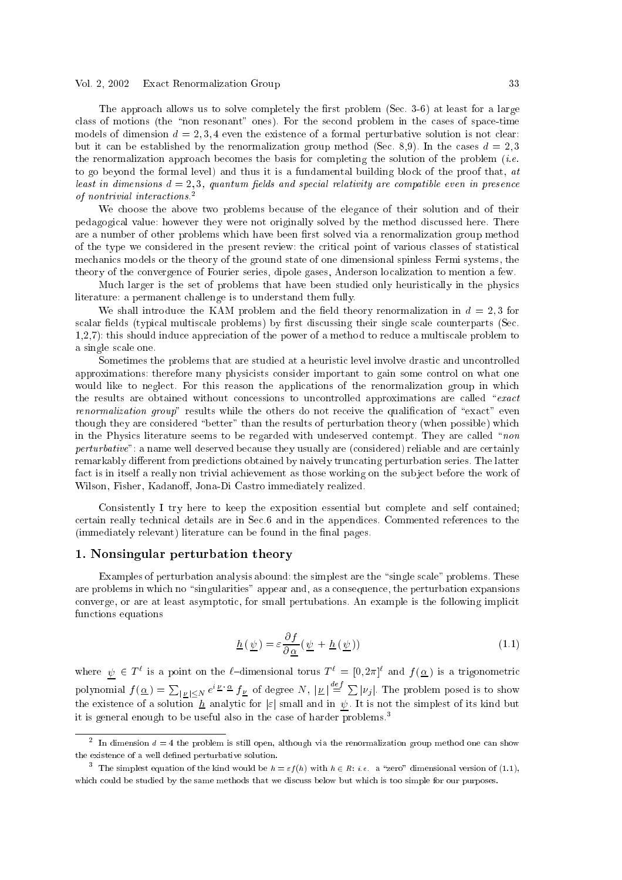The approach allows us to solve completely the first problem (Sec. 3-6) at least for a large class of motions (the "non resonant" ones). For the second problem in the cases of space-time models of dimension $d = 2, 3, 4$ even the existence of a formal perturbative solution is not clear: but it can be established by the renormalization group method (Sec. 8,9). In the cases $d = 2, 3$ the renormalization approach becomes the basis for completing the solution of the problem (*i.e.* to go beyond the formal level) and thus it is a fundamental building block of the proof that, *at least in dimensions $d = 2, 3$, quantum fields and special relativity are compatible even in presence of nontrivial interactions.*[2]

We choose the above two problems because of the elegance of their solution and of their pedagogical value: however they were not originally solved by the method discussed here. There are a number of other problems which have been first solved via a renormalization group method of the type we considered in the present review: the critical point of various classes of statistical mechanics models or the theory of the ground state of one dimensional spinless Fermi systems, the theory of the convergence of Fourier series, dipole gases, Anderson localization to mention a few.

Much larger is the set of problems that have been studied only heuristically in the physics literature: a permanent challenge is to understand them fully.

We shall introduce the KAM problem and the field theory renormalization in $d = 2, 3$ for scalar fields (typical multiscale problems) by first discussing their single scale counterparts (Sec. 1,2,7): this should induce appreciation of the power of a method to reduce a multiscale problem to a single scale one.

Sometimes the problems that are studied at a heuristic level involve drastic and uncontrolled approximations: therefore many physicists consider important to gain some control on what one would like to neglect. For this reason the applications of the renormalization group in which the results are obtained without concessions to uncontrolled approximations are called "*exact renormalization group*" results while the others do not receive the qualification of "exact" even though they are considered "better" than the results of perturbation theory (when possible) which in the Physics literature seems to be regarded with undeserved contempt. They are called "*non perturbative*": a name well deserved because they usually are (considered) reliable and are certainly remarkably different from predictions obtained by naively truncating perturbation series. The latter fact is in itself a really non trivial achievement as those working on the subject before the work of Wilson, Fisher, Kadanoff, Jona-Di Castro immediately realized.

Consistently I try here to keep the exposition essential but complete and self contained; certain really technical details are in Sec.6 and in the appendices. Commented references to the (immediately relevant) literature can be found in the final pages.

## 1. Nonsingular perturbation theory

Examples of perturbation analysis abound: the simplest are the "single scale" problems. These are problems in which no "singularities" appear and, as a consequence, the perturbation expansions converge, or are at least asymptotic, for small pertubations. An example is the following implicit functions equations

$$\underline{h}(\underline{\psi}) = \varepsilon \frac{\partial f}{\partial \underline{\alpha}}(\underline{\psi} + \underline{h}(\underline{\psi})) \tag{1.1}$$

where $\underline{\psi} \in T^\ell$ is a point on the $\ell$–dimensional torus $T^\ell = [0, 2\pi]^\ell$ and $f(\underline{\alpha})$ is a trigonometric polynomial $f(\underline{\alpha}) = \sum_{|\underline{\nu}| \le N} e^{i\,\underline{\nu}\cdot\underline{\alpha}} f_{\underline{\nu}}$ of degree $N$, $|\underline{\nu}| \stackrel{def}{=} \sum |\nu_j|$. The problem posed is to show the existence of a solution $\underline{h}$ analytic for $|\varepsilon|$ small and in $\underline{\psi}$. It is not the simplest of its kind but it is general enough to be useful also in the case of harder problems.[3]

---

[2] In dimension $d = 4$ the problem is still open, although via the renormalization group method one can show the existence of a well defined perturbative solution.

[3] The simplest equation of the kind would be $h = \varepsilon f(h)$ with $h \in R$: *i.e.* a "zero" dimensional version of (1.1), which could be studied by the same methods that we discuss below but which is too simple for our purposes.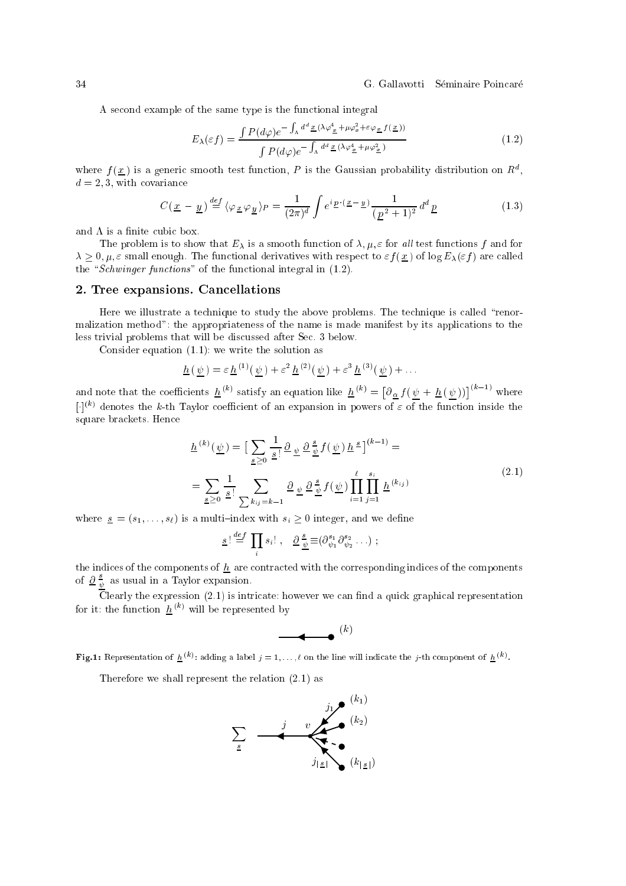A second example of the same type is the functional integral

$$E_\lambda(\varepsilon f)=\frac{\int P(d\varphi)e^{-\int_\Lambda d^d\underline{x}\,(\lambda\varphi^4_{\underline{x}}+\mu\varphi^2_x+\varepsilon\varphi_{\underline{x}}f(\underline{x}))}}{\int P(d\varphi)e^{-\int_\Lambda d^d\underline{x}\,(\lambda\varphi^4_{\underline{x}}+\mu\varphi^2_{\underline{x}})}} \tag{1.2}$$

where $f(\underline{x})$ is a generic smooth test function, $P$ is the Gaussian probability distribution on $R^d$, $d=2,3$, with covariance

$$C(\underline{x}-\underline{y})\stackrel{def}{=}\langle\varphi_{\underline{x}}\varphi_{\underline{y}}\rangle_P=\frac{1}{(2\pi)^d}\int e^{i\,\underline{p}\cdot(\underline{x}-\underline{y})}\frac{1}{(\underline{p}^2+1)^2}\,d^d\underline{p} \tag{1.3}$$

and $\Lambda$ is a finite cubic box.

The problem is to show that $E_\lambda$ is a smooth function of $\lambda,\mu,\varepsilon$ for *all* test functions $f$ and for $\lambda\ge0,\mu,\varepsilon$ small enough. The functional derivatives with respect to $\varepsilon f(\underline{x})$ of $\log E_\lambda(\varepsilon f)$ are called the "*Schwinger functions*" of the functional integral in (1.2).

## 2. Tree expansions. Cancellations

Here we illustrate a technique to study the above problems. The technique is called "renormalization method": the appropriateness of the name is made manifest by its applications to the less trivial problems that will be discussed after Sec. 3 below.

Consider equation (1.1): we write the solution as

$$\underline{h}(\underline{\psi})=\varepsilon\,\underline{h}^{(1)}(\underline{\psi})+\varepsilon^2\,\underline{h}^{(2)}(\underline{\psi})+\varepsilon^3\,\underline{h}^{(3)}(\underline{\psi})+\ldots$$

and note that the coefficients $\underline{h}^{(k)}$ satisfy an equation like $\underline{h}^{(k)}=\big[\partial_{\underline{\alpha}}f(\underline{\psi}+\underline{h}(\underline{\psi}))\big]^{(k-1)}$ where $[\cdot]^{(k)}$ denotes the $k$-th Taylor coefficient of an expansion in powers of $\varepsilon$ of the function inside the square brackets. Hence

$$\begin{aligned}\underline{h}^{(k)}(\underline{\psi})&=\Big[\sum_{\underline{s}\ge0}\frac{1}{\underline{s}!}\partial_{\underline{\psi}}\,\partial^{\underline{s}}_{\underline{\psi}}f(\underline{\psi})\,\underline{h}^{\underline{s}}\Big]^{(k-1)}=\\&=\sum_{\underline{s}\ge0}\frac{1}{\underline{s}!}\sum_{\sum k_{ij}=k-1}\partial_{\underline{\psi}}\,\partial^{\underline{s}}_{\underline{\psi}}f(\underline{\psi})\prod_{i=1}^{\ell}\prod_{j=1}^{s_i}\underline{h}^{(k_{ij})}\end{aligned} \tag{2.1}$$

where $\underline{s}=(s_1,\ldots,s_\ell)$ is a multi–index with $s_i\ge0$ integer, and we define

$$\underline{s}!\stackrel{def}{=}\prod_i s_i!\,,\quad \partial^{\underline{s}}_{\underline{\psi}}\equiv(\partial^{s_1}_{\psi_1}\partial^{s_2}_{\psi_2}\ldots)\,;$$

the indices of the components of $\underline{h}$ are contracted with the corresponding indices of the components of $\underline{\partial}^{\underline{s}}_{\underline{\psi}}$ as usual in a Taylor expansion.

Clearly the expression (2.1) is intricate: however we can find a quick graphical representation for it: the function $\underline{h}^{(k)}$ will be represented by

$(k)$

**Fig.1:** Representation of $\underline{h}^{(k)}$: adding a label $j=1,\ldots,\ell$ on the line will indicate the $j$-th component of $\underline{h}^{(k)}$.

Therefore we shall represent the relation (2.1) as

$$\sum_{\underline{s}}\quad j\quad v\quad j_1\,(k_1)\quad (k_2)\quad j_{|\underline{s}|}\,(k_{|\underline{s}|})$$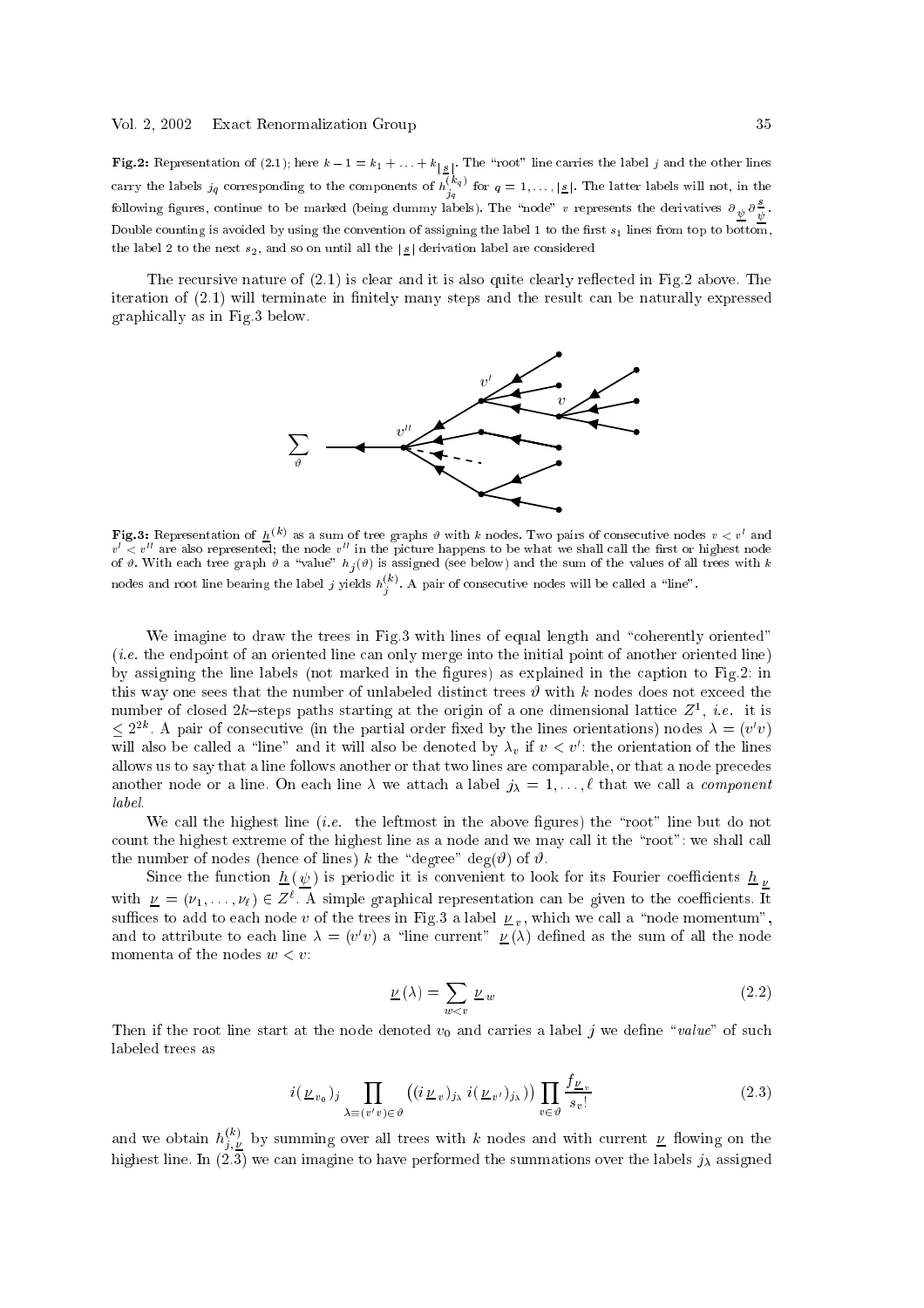**Fig.2:** Representation of (2.1); here $k-1 = k_1 + \ldots + k_{|\underline{s}|}$. The "root" line carries the label $j$ and the other lines carry the labels $j_q$ corresponding to the components of $h^{(k_q)}_{j_q}$ for $q = 1, \ldots, |\underline{s}|$. The latter labels will not, in the following figures, continue to be marked (being dummy labels). The "node" $v$ represents the derivatives $\partial_{\underline{\psi}} \partial^{\underline{s}}_{\underline{\psi}}$. Double counting is avoided by using the convention of assigning the label 1 to the first $s_1$ lines from top to bottom, the label 2 to the next $s_2$, and so on until all the $|\underline{s}|$ derivation label are considered

The recursive nature of (2.1) is clear and it is also quite clearly reflected in Fig.2 above. The iteration of (2.1) will terminate in finitely many steps and the result can be naturally expressed graphically as in Fig.3 below.

**Fig.3:** Representation of $\underline{h}^{(k)}$ as a sum of tree graphs $\vartheta$ with $k$ nodes. Two pairs of consecutive nodes $v < v'$ and $v' < v''$ are also represented; the node $v''$ in the picture happens to be what we shall call the first or highest node of $\vartheta$. With each tree graph $\vartheta$ a "value" $h_j(\vartheta)$ is assigned (see below) and the sum of the values of all trees with $k$ nodes and root line bearing the label $j$ yields $h^{(k)}_j$. A pair of consecutive nodes will be called a "line".

We imagine to draw the trees in Fig.3 with lines of equal length and "coherently oriented" (*i.e.* the endpoint of an oriented line can only merge into the initial point of another oriented line) by assigning the line labels (not marked in the figures) as explained in the caption to Fig.2: in this way one sees that the number of unlabeled distinct trees $\vartheta$ with $k$ nodes does not exceed the number of closed $2k$–steps paths starting at the origin of a one dimensional lattice $Z^1$, *i.e.* it is $\le 2^{2k}$. A pair of consecutive (in the partial order fixed by the lines orientations) nodes $\lambda = (v'v)$ will also be called a "line" and it will also be denoted by $\lambda_v$ if $v < v'$: the orientation of the lines allows us to say that a line follows another or that two lines are comparable, or that a node precedes another node or a line. On each line $\lambda$ we attach a label $j_\lambda = 1, \ldots, \ell$ that we call a *component label*.

We call the highest line (*i.e.* the leftmost in the above figures) the "root" line but do not count the highest extreme of the highest line as a node and we may call it the "root": we shall call the number of nodes (hence of lines) $k$ the "degree" $\deg(\vartheta)$ of $\vartheta$.

Since the function $\underline{h}(\underline{\psi})$ is periodic it is convenient to look for its Fourier coefficients $\underline{h}_{\underline{\nu}}$ with $\underline{\nu} = (\nu_1, \ldots, \nu_\ell) \in Z^\ell$. A simple graphical representation can be given to the coefficients. It suffices to add to each node $v$ of the trees in Fig.3 a label $\underline{\nu}_v$, which we call a "node momentum", and to attribute to each line $\lambda = (v'v)$ a "line current" $\underline{\nu}(\lambda)$ defined as the sum of all the node momenta of the nodes $w < v$:

$$\underline{\nu}(\lambda) = \sum_{w<v} \underline{\nu}_w \tag{2.2}$$

Then if the root line start at the node denoted $v_0$ and carries a label $j$ we define "*value*" of such labeled trees as

$$i(\underline{\nu}_{v_0})_j \prod_{\lambda \equiv (v'v) \in \vartheta} \big( (i\,\underline{\nu}_v)_{j_\lambda}\, i(\underline{\nu}_{v'})_{j_\lambda} \big) \prod_{v \in \vartheta} \frac{f_{\underline{\nu}_v}}{s_v!} \tag{2.3}$$

and we obtain $h^{(k)}_{j,\underline{\nu}}$ by summing over all trees with $k$ nodes and with current $\underline{\nu}$ flowing on the highest line. In (2.3) we can imagine to have performed the summations over the labels $j_\lambda$ assigned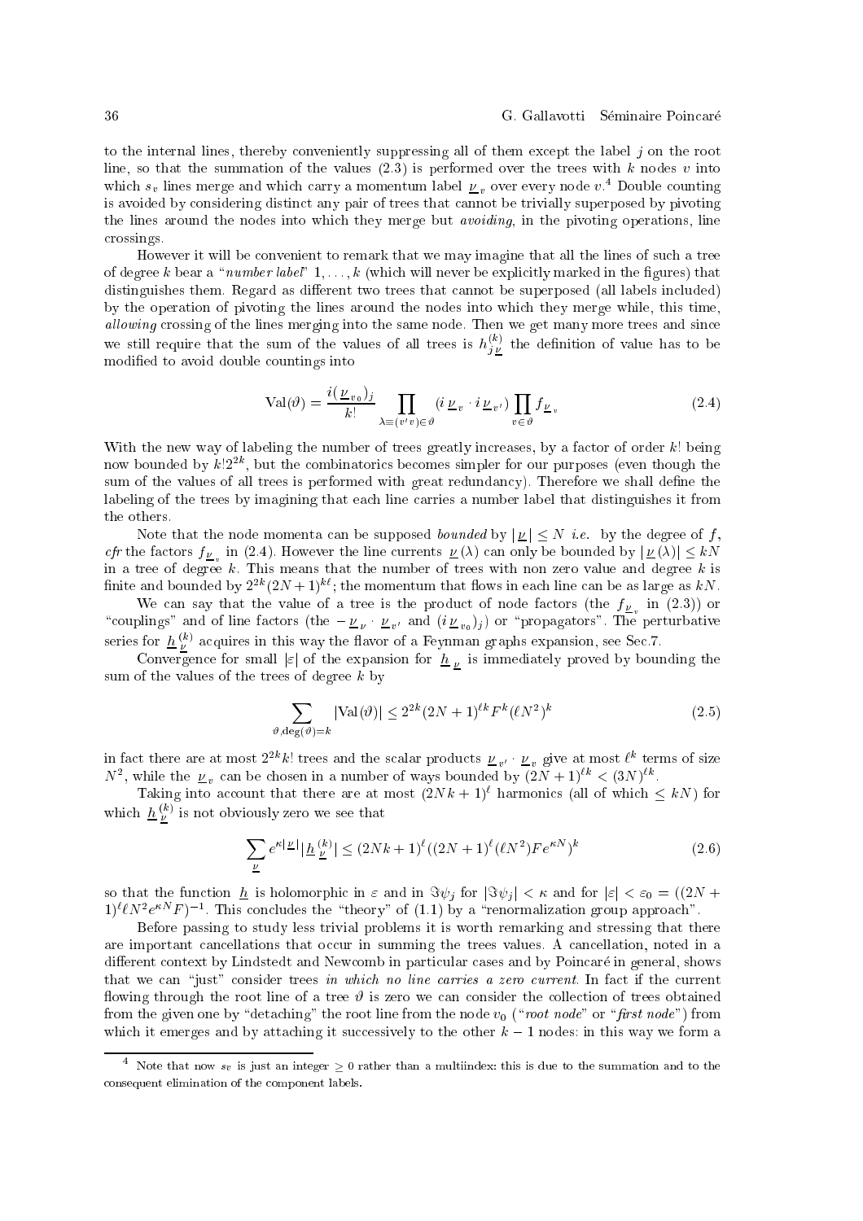to the internal lines, thereby conveniently suppressing all of them except the label $j$ on the root line, so that the summation of the values (2.3) is performed over the trees with $k$ nodes $v$ into which $s_v$ lines merge and which carry a momentum label $\underline{\nu}_v$ over every node $v$.[4] Double counting is avoided by considering distinct any pair of trees that cannot be trivially superposed by pivoting the lines around the nodes into which they merge but *avoiding*, in the pivoting operations, line crossings.

However it will be convenient to remark that we may imagine that all the lines of such a tree of degree $k$ bear a "*number label*" $1, \ldots, k$ (which will never be explicitly marked in the figures) that distinguishes them. Regard as different two trees that cannot be superposed (all labels included) by the operation of pivoting the lines around the nodes into which they merge while, this time, *allowing* crossing of the lines merging into the same node. Then we get many more trees and since we still require that the sum of the values of all trees is $h^{(k)}_{j\underline{\nu}}$ the definition of value has to be modified to avoid double countings into

$$\mathrm{Val}(\vartheta) = \frac{i(\underline{\nu}_{v_0})_j}{k!} \prod_{\lambda\equiv(v'v)\in\vartheta} (i\,\underline{\nu}_v \cdot i\,\underline{\nu}_{v'}) \prod_{v\in\vartheta} f_{\underline{\nu}_v} \tag{2.4}$$

With the new way of labeling the number of trees greatly increases, by a factor of order $k!$ being now bounded by $k!2^{2k}$, but the combinatorics becomes simpler for our purposes (even though the sum of the values of all trees is performed with great redundancy). Therefore we shall define the labeling of the trees by imagining that each line carries a number label that distinguishes it from the others.

Note that the node momenta can be supposed *bounded* by $|\underline{\nu}| \le N$ *i.e.* by the degree of $f$, *cfr* the factors $f_{\underline{\nu}_v}$ in (2.4). However the line currents $\underline{\nu}(\lambda)$ can only be bounded by $|\underline{\nu}(\lambda)| \le kN$ in a tree of degree $k$. This means that the number of trees with non zero value and degree $k$ is finite and bounded by $2^{2k}(2N+1)^{k\ell}$; the momentum that flows in each line can be as large as $kN$.

We can say that the value of a tree is the product of node factors (the $f_{\underline{\nu}_v}$ in (2.3)) or "couplings" and of line factors (the $-\underline{\nu}_{\nu}\cdot\underline{\nu}_{v'}$ and $(i\,\underline{\nu}_{v_0})_j$) or "propagators". The perturbative series for $\underline{h}^{(k)}_{\underline{\nu}}$ acquires in this way the flavor of a Feynman graphs expansion, see Sec.7.

Convergence for small $|\varepsilon|$ of the expansion for $\underline{h}_{\underline{\nu}}$ is immediately proved by bounding the sum of the values of the trees of degree $k$ by

$$\sum_{\vartheta,\deg(\vartheta)=k} |\mathrm{Val}(\vartheta)| \le 2^{2k}(2N+1)^{\ell k} F^k (\ell N^2)^k \tag{2.5}$$

in fact there are at most $2^{2k}k!$ trees and the scalar products $\underline{\nu}_{v'}\cdot\underline{\nu}_v$ give at most $\ell^k$ terms of size $N^2$, while the $\underline{\nu}_v$ can be chosen in a number of ways bounded by $(2N+1)^{\ell k} < (3N)^{\ell k}$.

Taking into account that there are at most $(2Nk+1)^\ell$ harmonics (all of which $\le kN$) for which $\underline{h}^{(k)}_{\underline{\nu}}$ is not obviously zero we see that

$$\sum_{\underline{\nu}} e^{\kappa|\underline{\nu}|} |\underline{h}^{(k)}_{\underline{\nu}}| \le (2Nk+1)^\ell ((2N+1)^\ell (\ell N^2) F e^{\kappa N})^k \tag{2.6}$$

so that the function $\underline{h}$ is holomorphic in $\varepsilon$ and in $\Im\psi_j$ for $|\Im\psi_j| < \kappa$ and for $|\varepsilon| < \varepsilon_0 = ((2N+1)^\ell \ell N^2 e^{\kappa N} F)^{-1}$. This concludes the "theory" of (1.1) by a "renormalization group approach".

Before passing to study less trivial problems it is worth remarking and stressing that there are important cancellations that occur in summing the trees values. A cancellation, noted in a different context by Lindstedt and Newcomb in particular cases and by Poincaré in general, shows that we can "just" consider trees *in which no line carries a zero current*. In fact if the current flowing through the root line of a tree $\vartheta$ is zero we can consider the collection of trees obtained from the given one by "detaching" the root line from the node $v_0$ ("*root node*" or "*first node*") from which it emerges and by attaching it successively to the other $k-1$ nodes: in this way we form a

[4] Note that now $s_v$ is just an integer $\ge 0$ rather than a multiindex: this is due to the summation and to the consequent elimination of the component labels.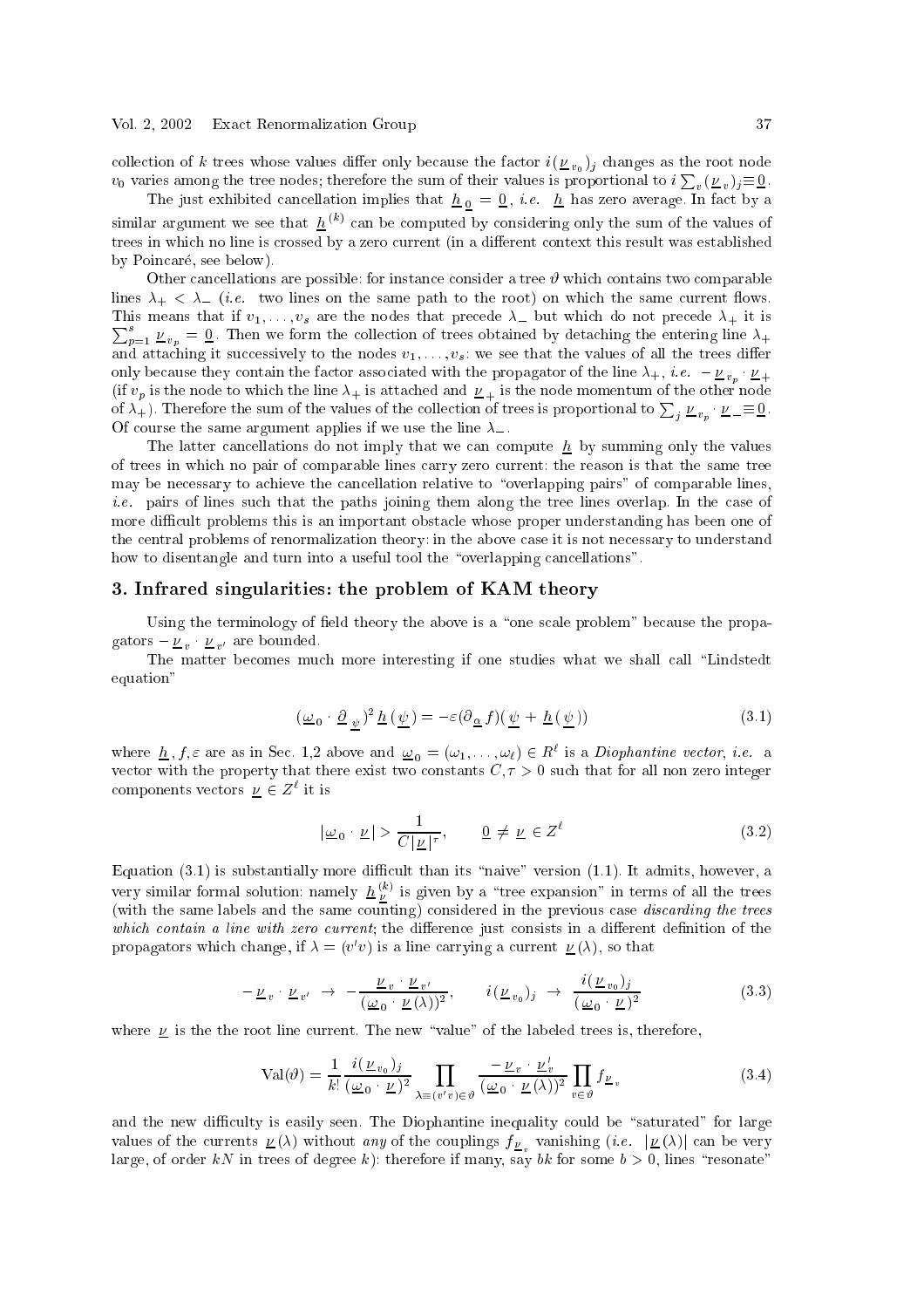collection of $k$ trees whose values differ only because the factor $i(\underline{\nu}_{v_0})_j$ changes as the root node $v_0$ varies among the tree nodes; therefore the sum of their values is proportional to $i\sum_v(\underline{\nu}_v)_j\equiv\underline{0}$.

The just exhibited cancellation implies that $\underline{h}_{\underline{0}}=\underline{0}$, *i.e.* $\underline{h}$ has zero average. In fact by a similar argument we see that $\underline{h}^{(k)}$ can be computed by considering only the sum of the values of trees in which no line is crossed by a zero current (in a different context this result was established by Poincaré, see below).

Other cancellations are possible: for instance consider a tree $\vartheta$ which contains two comparable lines $\lambda_+<\lambda_-$ (*i.e.* two lines on the same path to the root) on which the same current flows. This means that if $v_1,\ldots,v_s$ are the nodes that precede $\lambda_-$ but which do not precede $\lambda_+$ it is $\sum_{p=1}^s\underline{\nu}_{v_p}=\underline{0}$. Then we form the collection of trees obtained by detaching the entering line $\lambda_+$ and attaching it successively to the nodes $v_1,\ldots,v_s$: we see that the values of all the trees differ only because they contain the factor associated with the propagator of the line $\lambda_+$, *i.e.* $-\underline{\nu}_{v_p}\cdot\underline{\nu}_+$ (if $v_p$ is the node to which the line $\lambda_+$ is attached and $\underline{\nu}_+$ is the node momentum of the other node of $\lambda_+$). Therefore the sum of the values of the collection of trees is proportional to $\sum_j\underline{\nu}_{v_p}\cdot\underline{\nu}_-\equiv\underline{0}$. Of course the same argument applies if we use the line $\lambda_-$.

The latter cancellations do not imply that we can compute $\underline{h}$ by summing only the values of trees in which no pair of comparable lines carry zero current: the reason is that the same tree may be necessary to achieve the cancellation relative to "overlapping pairs" of comparable lines, *i.e.* pairs of lines such that the paths joining them along the tree lines overlap. In the case of more difficult problems this is an important obstacle whose proper understanding has been one of the central problems of renormalization theory: in the above case it is not necessary to understand how to disentangle and turn into a useful tool the "overlapping cancellations".

## 3. Infrared singularities: the problem of KAM theory

Using the terminology of field theory the above is a "one scale problem" because the propagators $-\underline{\nu}_v\cdot\underline{\nu}_{v'}$ are bounded.

The matter becomes much more interesting if one studies what we shall call "Lindstedt equation"

$$(\underline{\omega}_0\cdot\underline{\partial}_{\underline{\psi}})^2\,\underline{h}\,(\underline{\psi})=-\varepsilon(\partial_{\underline{\alpha}}f)(\underline{\psi}+\underline{h}\,(\underline{\psi}))\tag{3.1}$$

where $\underline{h},f,\varepsilon$ are as in Sec. 1,2 above and $\underline{\omega}_0=(\omega_1,\ldots,\omega_\ell)\in R^\ell$ is a *Diophantine vector*, *i.e.* a vector with the property that there exist two constants $C,\tau>0$ such that for all non zero integer components vectors $\underline{\nu}\in Z^\ell$ it is

$$|\underline{\omega}_0\cdot\underline{\nu}\,|>\frac{1}{C|\underline{\nu}\,|^\tau},\qquad \underline{0}\neq\underline{\nu}\in Z^\ell\tag{3.2}$$

Equation (3.1) is substantially more difficult than its "naive" version (1.1). It admits, however, a very similar formal solution: namely $\underline{h}^{(k)}_{\underline{\nu}}$ is given by a "tree expansion" in terms of all the trees (with the same labels and the same counting) considered in the previous case *discarding the trees which contain a line with zero current*; the difference just consists in a different definition of the propagators which change, if $\lambda=(v'v)$ is a line carrying a current $\underline{\nu}\,(\lambda)$, so that

$$-\underline{\nu}_v\cdot\underline{\nu}_{v'}\;\to\;-\frac{\underline{\nu}_v\cdot\underline{\nu}_{v'}}{(\underline{\omega}_0\cdot\underline{\nu}\,(\lambda))^2},\qquad i(\underline{\nu}_{v_0})_j\;\to\;\frac{i(\underline{\nu}_{v_0})_j}{(\underline{\omega}_0\cdot\underline{\nu}\,)^2}\tag{3.3}$$

where $\underline{\nu}$ is the the root line current. The new "value" of the labeled trees is, therefore,

$$\mathrm{Val}(\vartheta)=\frac{1}{k!}\frac{i(\underline{\nu}_{v_0})_j}{(\underline{\omega}_0\cdot\underline{\nu}\,)^2}\prod_{\lambda\equiv(v'v)\in\vartheta}\frac{-\underline{\nu}_v\cdot\underline{\nu}'_v}{(\underline{\omega}_0\cdot\underline{\nu}\,(\lambda))^2}\prod_{v\in\vartheta}f_{\underline{\nu}_v}\tag{3.4}$$

and the new difficulty is easily seen. The Diophantine inequality could be "saturated" for large values of the currents $\underline{\nu}\,(\lambda)$ without *any* of the couplings $f_{\underline{\nu}_v}$ vanishing (*i.e.* $|\underline{\nu}\,(\lambda)|$ can be very large, of order $kN$ in trees of degree $k$): therefore if many, say $bk$ for some $b>0$, lines "resonate"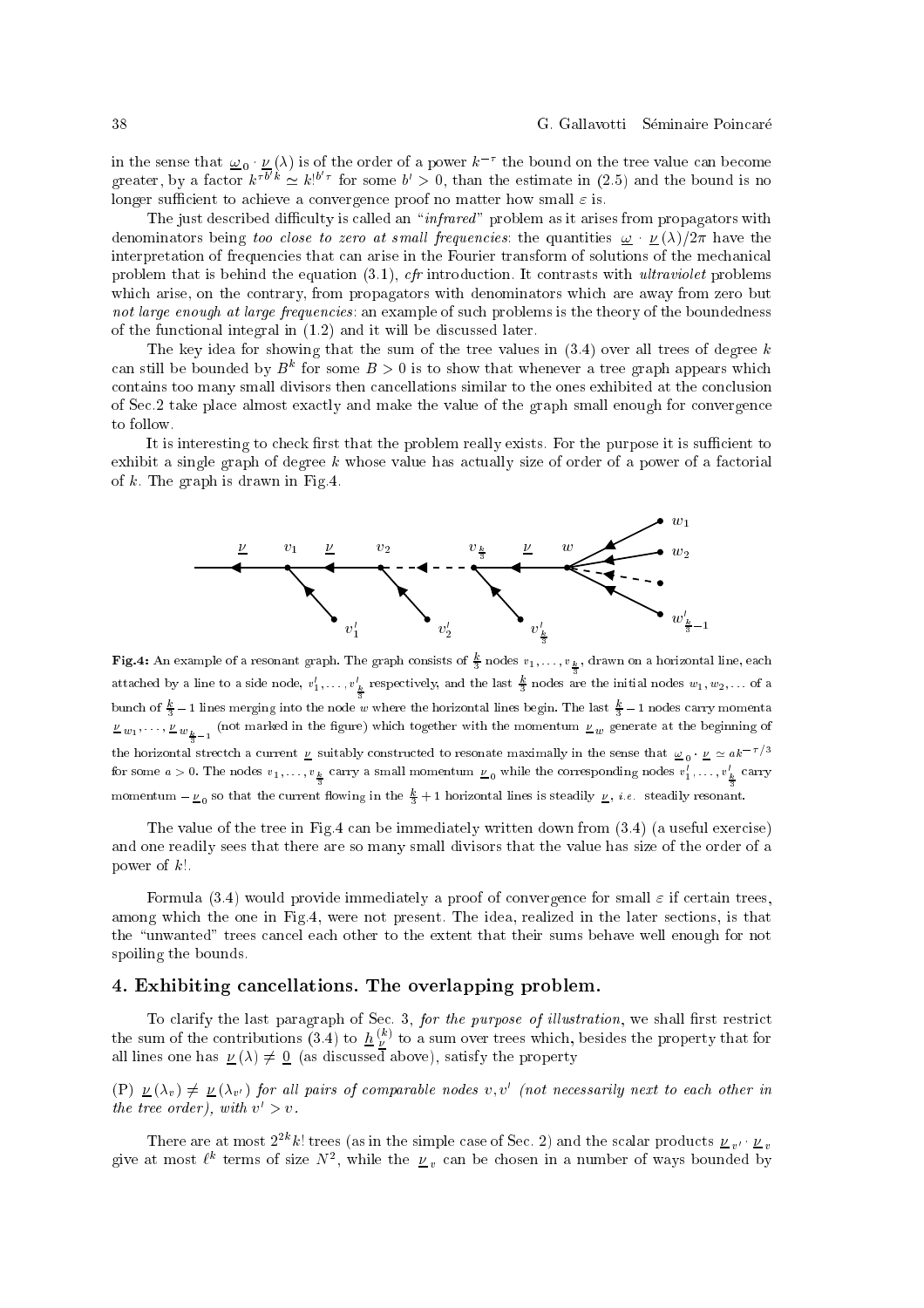in the sense that $\underline{\omega}_0 \cdot \underline{\nu}(\lambda)$ is of the order of a power $k^{-\tau}$ the bound on the tree value can become greater, by a factor $k^{\tau b' k} \simeq k!^{b'\tau}$ for some $b' > 0$, than the estimate in (2.5) and the bound is no longer sufficient to achieve a convergence proof no matter how small $\varepsilon$ is.

The just described difficulty is called an "*infrared*" problem as it arises from propagators with denominators being *too close to zero at small frequencies*: the quantities $\underline{\omega} \cdot \underline{\nu}(\lambda)/2\pi$ have the interpretation of frequencies that can arise in the Fourier transform of solutions of the mechanical problem that is behind the equation (3.1), *cfr* introduction. It contrasts with *ultraviolet* problems which arise, on the contrary, from propagators with denominators which are away from zero but *not large enough at large frequencies*: an example of such problems is the theory of the boundedness of the functional integral in (1.2) and it will be discussed later.

The key idea for showing that the sum of the tree values in (3.4) over all trees of degree $k$ can still be bounded by $B^k$ for some $B > 0$ is to show that whenever a tree graph appears which contains too many small divisors then cancellations similar to the ones exhibited at the conclusion of Sec.2 take place almost exactly and make the value of the graph small enough for convergence to follow.

It is interesting to check first that the problem really exists. For the purpose it is sufficient to exhibit a single graph of degree $k$ whose value has actually size of order of a power of a factorial of $k$. The graph is drawn in Fig.4.

**Fig.4:** An example of a resonant graph. The graph consists of $\frac{k}{3}$ nodes $v_1, \ldots, v_{\frac{k}{3}}$, drawn on a horizontal line, each attached by a line to a side node, $v'_1, \ldots, v'_{\frac{k}{3}}$ respectively, and the last $\frac{k}{3}$ nodes are the initial nodes $w_1, w_2, \ldots$ of a bunch of $\frac{k}{3} - 1$ lines merging into the node $w$ where the horizontal lines begin. The last $\frac{k}{3} - 1$ nodes carry momenta $\underline{\nu}_{w_1}, \ldots, \underline{\nu}_{w_{\frac{k}{3}-1}}$ (not marked in the figure) which together with the momentum $\underline{\nu}_w$ generate at the beginning of the horizontal strectch a current $\underline{\nu}$ suitably constructed to resonate maximally in the sense that $\underline{\omega}_0 \cdot \underline{\nu} \simeq a k^{-\tau/3}$ for some $a > 0$. The nodes $v_1, \ldots, v_{\frac{k}{3}}$ carry a small momentum $\underline{\nu}_0$ while the corresponding nodes $v'_1, \ldots, v'_{\frac{k}{3}}$ carry momentum $-\underline{\nu}_0$ so that the current flowing in the $\frac{k}{3} + 1$ horizontal lines is steadily $\underline{\nu}$, *i.e.* steadily resonant.

The value of the tree in Fig.4 can be immediately written down from (3.4) (a useful exercise) and one readily sees that there are so many small divisors that the value has size of the order of a power of $k!$.

Formula (3.4) would provide immediately a proof of convergence for small $\varepsilon$ if certain trees, among which the one in Fig.4, were not present. The idea, realized in the later sections, is that the "unwanted" trees cancel each other to the extent that their sums behave well enough for not spoiling the bounds.

## 4. Exhibiting cancellations. The overlapping problem.

To clarify the last paragraph of Sec. 3, *for the purpose of illustration*, we shall first restrict the sum of the contributions (3.4) to $\underline{h}^{(k)}_{\underline{\nu}}$ to a sum over trees which, besides the property that for all lines one has $\underline{\nu}(\lambda) \neq \underline{0}$ (as discussed above), satisfy the property

(P) *$\underline{\nu}(\lambda_v) \neq \underline{\nu}(\lambda_{v'})$ for all pairs of comparable nodes $v, v'$ (not necessarily next to each other in the tree order), with $v' > v$.*

There are at most $2^{2k} k!$ trees (as in the simple case of Sec. 2) and the scalar products $\underline{\nu}_{v'} \cdot \underline{\nu}_v$ give at most $\ell^k$ terms of size $N^2$, while the $\underline{\nu}_v$ can be chosen in a number of ways bounded by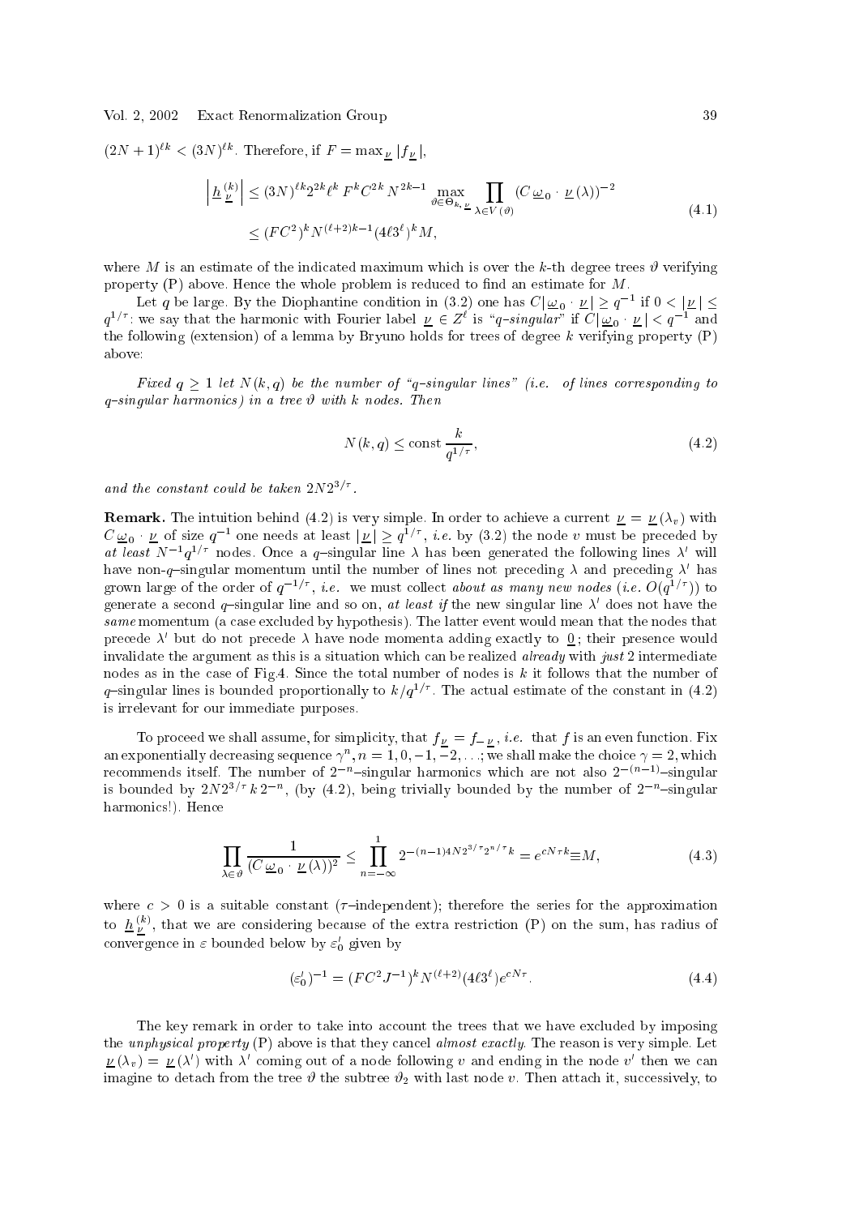$(2N+1)^{\ell k} < (3N)^{\ell k}$. Therefore, if $F = \max_{\underline{\nu}} |f_{\underline{\nu}}|$,

$$
\begin{aligned}
\left| \underline{h}_{\underline{\nu}}^{(k)} \right| &\le (3N)^{\ell k} 2^{2k} \ell^k F^k C^{2k} N^{2k-1} \max_{\vartheta \in \Theta_{k,\underline{\nu}}} \prod_{\lambda \in V(\vartheta)} (C \underline{\omega}_0 \cdot \underline{\nu}(\lambda))^{-2} \\
&\le (FC^2)^k N^{(\ell+2)k-1} (4\ell 3^\ell)^k M,
\end{aligned}
\tag{4.1}
$$

where $M$ is an estimate of the indicated maximum which is over the $k$-th degree trees $\vartheta$ verifying property (P) above. Hence the whole problem is reduced to find an estimate for $M$.

Let $q$ be large. By the Diophantine condition in (3.2) one has $C|\underline{\omega}_0 \cdot \underline{\nu}| \ge q^{-1}$ if $0 < |\underline{\nu}| \le q^{1/\tau}$: we say that the harmonic with Fourier label $\underline{\nu} \in Z^\ell$ is "$q$–singular" if $C|\underline{\omega}_0 \cdot \underline{\nu}| < q^{-1}$ and the following (extension) of a lemma by Bryuno holds for trees of degree $k$ verifying property (P) above:

*Fixed $q \ge 1$ let $N(k,q)$ be the number of "$q$–singular lines" (i.e. of lines corresponding to $q$–singular harmonics) in a tree $\vartheta$ with $k$ nodes. Then*

$$
N(k,q) \le \text{const}\, \frac{k}{q^{1/\tau}},
\tag{4.2}
$$

*and the constant could be taken $2N2^{3/\tau}$.*

**Remark.** The intuition behind (4.2) is very simple. In order to achieve a current $\underline{\nu} = \underline{\nu}(\lambda_v)$ with $C\underline{\omega}_0 \cdot \underline{\nu}$ of size $q^{-1}$ one needs at least $|\underline{\nu}| \ge q^{1/\tau}$, *i.e.* by (3.2) the node $v$ must be preceded by *at least* $N^{-1}q^{1/\tau}$ nodes. Once a $q$–singular line $\lambda$ has been generated the following lines $\lambda'$ will have non-$q$–singular momentum until the number of lines not preceding $\lambda$ and preceding $\lambda'$ has grown large of the order of $q^{-1/\tau}$, *i.e.* we must collect *about as many new nodes* (*i.e.* $O(q^{1/\tau})$) to generate a second $q$–singular line and so on, *at least if* the new singular line $\lambda'$ does not have the *same* momentum (a case excluded by hypothesis). The latter event would mean that the nodes that precede $\lambda'$ but do not precede $\lambda$ have node momenta adding exactly to $\underline{0}$; their presence would invalidate the argument as this is a situation which can be realized *already* with *just* 2 intermediate nodes as in the case of Fig.4. Since the total number of nodes is $k$ it follows that the number of $q$–singular lines is bounded proportionally to $k/q^{1/\tau}$. The actual estimate of the constant in (4.2) is irrelevant for our immediate purposes.

To proceed we shall assume, for simplicity, that $f_{\underline{\nu}} = f_{-\underline{\nu}}$, *i.e.* that $f$ is an even function. Fix an exponentially decreasing sequence $\gamma^n, n = 1, 0, -1, -2, \ldots$; we shall make the choice $\gamma = 2$, which recommends itself. The number of $2^{-n}$–singular harmonics which are not also $2^{-(n-1)}$–singular is bounded by $2N2^{3/\tau} k\, 2^{-n}$, (by (4.2), being trivially bounded by the number of $2^{-n}$–singular harmonics!). Hence

$$
\prod_{\lambda \in \vartheta} \frac{1}{(C\underline{\omega}_0 \cdot \underline{\nu}(\lambda))^2} \le \prod_{n=-\infty}^{1} 2^{-(n-1)4N2^{3/\tau} 2^{n/\tau} k} = e^{cN\tau k} \equiv M,
\tag{4.3}
$$

where $c > 0$ is a suitable constant ($\tau$–independent); therefore the series for the approximation to $\underline{h}_{\underline{\nu}}^{(k)}$, that we are considering because of the extra restriction (P) on the sum, has radius of convergence in $\varepsilon$ bounded below by $\varepsilon_0'$ given by

$$
(\varepsilon_0')^{-1} = (FC^2 J^{-1})^k N^{(\ell+2)} (4\ell 3^\ell) e^{cN\tau}.
\tag{4.4}
$$

The key remark in order to take into account the trees that we have excluded by imposing the *unphysical property* (P) above is that they cancel *almost exactly*. The reason is very simple. Let $\underline{\nu}(\lambda_v) = \underline{\nu}(\lambda')$ with $\lambda'$ coming out of a node following $v$ and ending in the node $v'$ then we can imagine to detach from the tree $\vartheta$ the subtree $\vartheta_2$ with last node $v$. Then attach it, successively, to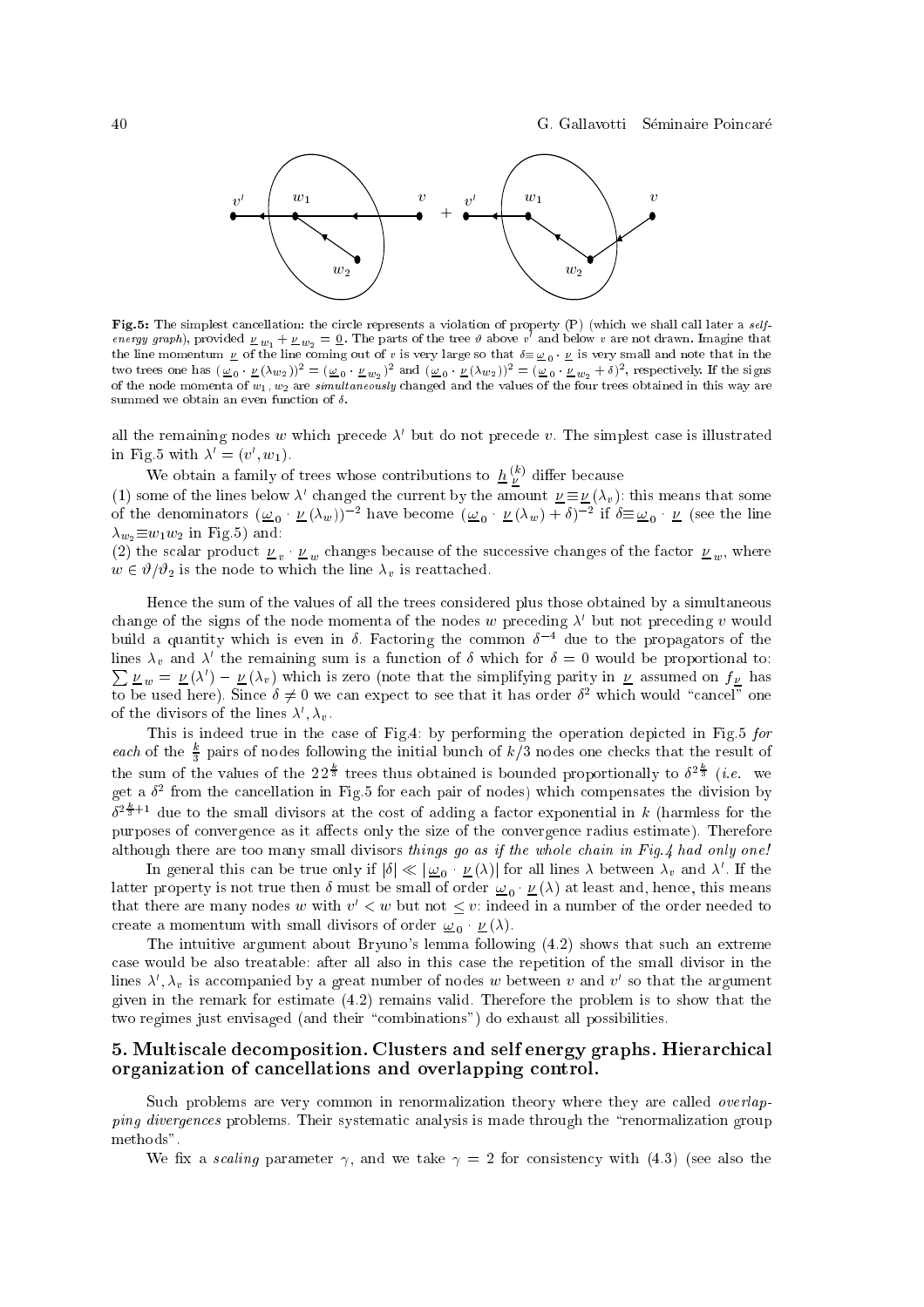**Fig.5:** The simplest cancellation: the circle represents a violation of property (P) (which we shall call later a *self-energy graph*), provided $\underline{\nu}_{w_1}+\underline{\nu}_{w_2}=\underline{0}$. The parts of the tree $\vartheta$ above $v'$ and below $v$ are not drawn. Imagine that the line momentum $\underline{\nu}$ of the line coming out of $v$ is very large so that $\delta\equiv\underline{\omega}_0\cdot\underline{\nu}$ is very small and note that in the two trees one has $(\underline{\omega}_0\cdot\underline{\nu}(\lambda_{w_2}))^2=(\underline{\omega}_0\cdot\underline{\nu}_{w_2})^2$ and $(\underline{\omega}_0\cdot\underline{\nu}(\lambda_{w_2}))^2=(\underline{\omega}_0\cdot\underline{\nu}_{w_2}+\delta)^2$, respectively. If the signs of the node momenta of $w_1, w_2$ are *simultaneously* changed and the values of the four trees obtained in this way are summed we obtain an even function of $\delta$.

all the remaining nodes $w$ which precede $\lambda'$ but do not precede $v$. The simplest case is illustrated in Fig.5 with $\lambda'=(v',w_1)$.

We obtain a family of trees whose contributions to $\underline{h}^{(k)}_{\underline{\nu}}$ differ because

(1) some of the lines below $\lambda'$ changed the current by the amount $\underline{\nu}\equiv\underline{\nu}(\lambda_v)$: this means that some of the denominators $(\underline{\omega}_0\cdot\underline{\nu}(\lambda_w))^{-2}$ have become $(\underline{\omega}_0\cdot\underline{\nu}(\lambda_w)+\delta)^{-2}$ if $\delta\equiv\underline{\omega}_0\cdot\underline{\nu}$ (see the line $\lambda_{w_2}\equiv w_1w_2$ in Fig.5) and:

(2) the scalar product $\underline{\nu}_v\cdot\underline{\nu}_w$ changes because of the successive changes of the factor $\underline{\nu}_w$, where $w\in\vartheta/\vartheta_2$ is the node to which the line $\lambda_v$ is reattached.

Hence the sum of the values of all the trees considered plus those obtained by a simultaneous change of the signs of the node momenta of the nodes $w$ preceding $\lambda'$ but not preceding $v$ would build a quantity which is even in $\delta$. Factoring the common $\delta^{-4}$ due to the propagators of the lines $\lambda_v$ and $\lambda'$ the remaining sum is a function of $\delta$ which for $\delta=0$ would be proportional to: $\sum\underline{\nu}_w=\underline{\nu}(\lambda')-\underline{\nu}(\lambda_v)$ which is zero (note that the simplifying parity in $\underline{\nu}$ assumed on $f_{\underline{\nu}}$ has to be used here). Since $\delta\neq0$ we can expect to see that it has order $\delta^2$ which would "cancel" one of the divisors of the lines $\lambda',\lambda_v$.

This is indeed true in the case of Fig.4: by performing the operation depicted in Fig.5 *for each* of the $\frac{k}{3}$ pairs of nodes following the initial bunch of $k/3$ nodes one checks that the result of the sum of the values of the $22^{\frac{k}{3}}$ trees thus obtained is bounded proportionally to $\delta^{2\frac{k}{3}}$ (*i.e.* we get a $\delta^2$ from the cancellation in Fig.5 for each pair of nodes) which compensates the division by $\delta^{2\frac{k}{3}+1}$ due to the small divisors at the cost of adding a factor exponential in $k$ (harmless for the purposes of convergence as it affects only the size of the convergence radius estimate). Therefore although there are too many small divisors *things go as if the whole chain in Fig.4 had only one!*

In general this can be true only if $|\delta|\ll|\underline{\omega}_0\cdot\underline{\nu}(\lambda)|$ for all lines $\lambda$ between $\lambda_v$ and $\lambda'$. If the latter property is not true then $\delta$ must be small of order $\underline{\omega}_0\cdot\underline{\nu}(\lambda)$ at least and, hence, this means that there are many nodes $w$ with $v'<w$ but not $\le v$: indeed in a number of the order needed to create a momentum with small divisors of order $\underline{\omega}_0\cdot\underline{\nu}(\lambda)$.

The intuitive argument about Bryuno's lemma following (4.2) shows that such an extreme case would be also treatable: after all also in this case the repetition of the small divisor in the lines $\lambda',\lambda_v$ is accompanied by a great number of nodes $w$ between $v$ and $v'$ so that the argument given in the remark for estimate (4.2) remains valid. Therefore the problem is to show that the two regimes just envisaged (and their "combinations") do exhaust all possibilities.

## 5. Multiscale decomposition. Clusters and self energy graphs. Hierarchical organization of cancellations and overlapping control.

Such problems are very common in renormalization theory where they are called *overlapping divergences* problems. Their systematic analysis is made through the "renormalization group methods".

We fix a *scaling* parameter $\gamma$, and we take $\gamma=2$ for consistency with (4.3) (see also the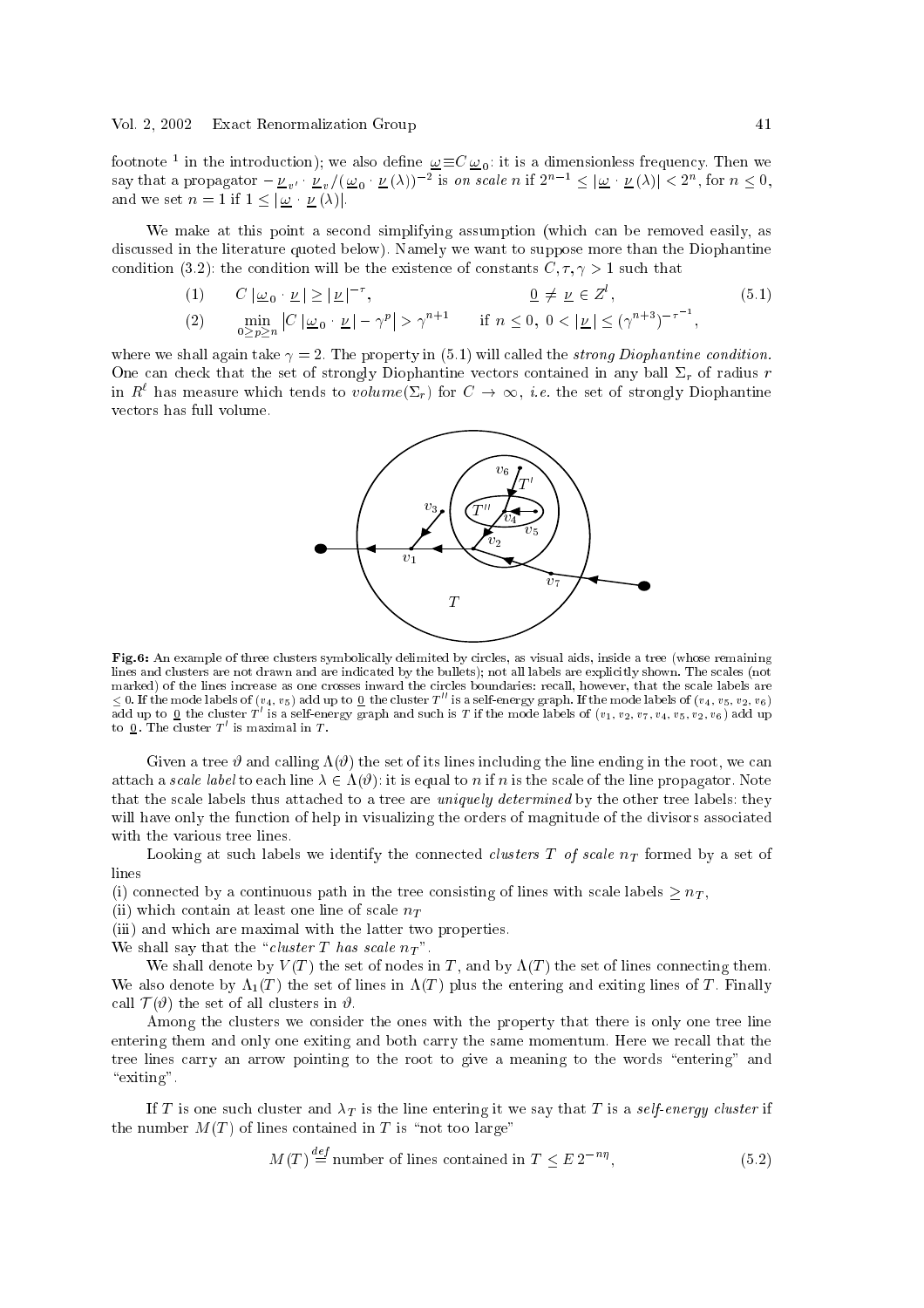footnote [1] in the introduction); we also define $\underline{\omega}\equiv C\,\underline{\omega}_0$: it is a dimensionless frequency. Then we say that a propagator $-\underline{\nu}_{v'}\cdot\underline{\nu}_v/(\underline{\omega}_0\cdot\underline{\nu}(\lambda))^{-2}$ is *on scale* $n$ if $2^{n-1}\le|\underline{\omega}\cdot\underline{\nu}(\lambda)|<2^n$, for $n\le 0$, and we set $n=1$ if $1\le|\underline{\omega}\cdot\underline{\nu}(\lambda)|$.

We make at this point a second simplifying assumption (which can be removed easily, as discussed in the literature quoted below). Namely we want to suppose more than the Diophantine condition (3.2): the condition will be the existence of constants $C,\tau,\gamma>1$ such that

$$
\begin{aligned}
&(1)\qquad C\,|\underline{\omega}_0\cdot\underline{\nu}\,|\ge|\underline{\nu}\,|^{-\tau}, && \underline{0}\ne\underline{\nu}\in Z^{\ell},\\
&(2)\qquad \min_{0\ge p\ge n}\big|C\,|\underline{\omega}_0\cdot\underline{\nu}\,|-\gamma^p\big|>\gamma^{n+1} && \text{if } n\le 0,\ 0<|\underline{\nu}\,|\le(\gamma^{n+3})^{-\tau^{-1}},
\end{aligned}
\tag{5.1}
$$

where we shall again take $\gamma=2$. The property in (5.1) will called the *strong Diophantine condition*. One can check that the set of strongly Diophantine vectors contained in any ball $\Sigma_r$ of radius $r$ in $R^\ell$ has measure which tends to $volume(\Sigma_r)$ for $C\to\infty$, *i.e.* the set of strongly Diophantine vectors has full volume.

**Fig.6:** An example of three clusters symbolically delimited by circles, as visual aids, inside a tree (whose remaining lines and clusters are not drawn and are indicated by the bullets); not all labels are explicitly shown. The scales (not marked) of the lines increase as one crosses inward the circles boundaries: recall, however, that the scale labels are $\le 0$. If the mode labels of $(v_4,v_5)$ add up to $\underline{0}$ the cluster $T''$ is a self-energy graph. If the mode labels of $(v_4,v_5,v_2,v_6)$ add up to $\underline{0}$ the cluster $T'$ is a self-energy graph and such is $T$ if the mode labels of $(v_1,v_2,v_7,v_4,v_5,v_2,v_6)$ add up to $\underline{0}$. The cluster $T'$ is maximal in $T$.

Given a tree $\vartheta$ and calling $\Lambda(\vartheta)$ the set of its lines including the line ending in the root, we can attach a *scale label* to each line $\lambda\in\Lambda(\vartheta)$: it is equal to $n$ if $n$ is the scale of the line propagator. Note that the scale labels thus attached to a tree are *uniquely determined* by the other tree labels: they will have only the function of help in visualizing the orders of magnitude of the divisors associated with the various tree lines.

Looking at such labels we identify the connected *clusters* $T$ *of scale* $n_T$ formed by a set of lines

(i) connected by a continuous path in the tree consisting of lines with scale labels $\ge n_T$,
(ii) which contain at least one line of scale $n_T$
(iii) and which are maximal with the latter two properties.

We shall say that the "*cluster* $T$ *has scale* $n_T$".

We shall denote by $V(T)$ the set of nodes in $T$, and by $\Lambda(T)$ the set of lines connecting them. We also denote by $\Lambda_1(T)$ the set of lines in $\Lambda(T)$ plus the entering and exiting lines of $T$. Finally call $\mathcal{T}(\vartheta)$ the set of all clusters in $\vartheta$.

Among the clusters we consider the ones with the property that there is only one tree line entering them and only one exiting and both carry the same momentum. Here we recall that the tree lines carry an arrow pointing to the root to give a meaning to the words "entering" and "exiting".

If $T$ is one such cluster and $\lambda_T$ is the line entering it we say that $T$ is a *self-energy cluster* if the number $M(T)$ of lines contained in $T$ is "not too large"

$$
M(T)\stackrel{def}{=}\text{number of lines contained in } T\le E\,2^{-n\eta},
\tag{5.2}
$$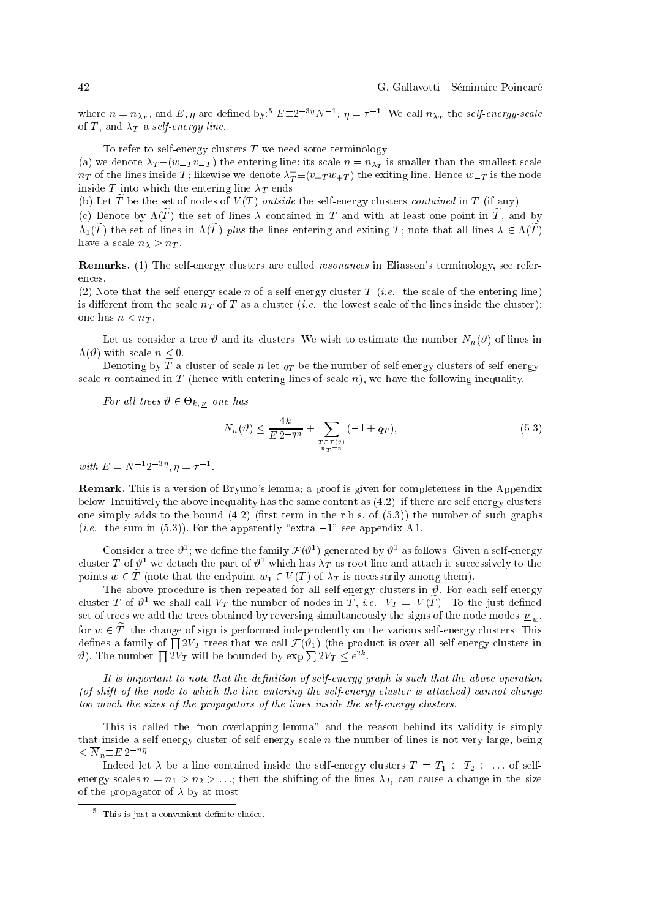where $n = n_{\lambda_T}$, and $E, \eta$ are defined by:[5] $E \equiv 2^{-3\eta} N^{-1}$, $\eta = \tau^{-1}$. We call $n_{\lambda_T}$ the *self-energy-scale* of $T$, and $\lambda_T$ a *self-energy line*.

To refer to self-energy clusters $T$ we need some terminology

(a) we denote $\lambda_T \equiv (w_{-T} v_{-T})$ the entering line: its scale $n = n_{\lambda_T}$ is smaller than the smallest scale $n_T$ of the lines inside $T$; likewise we denote $\lambda_T^+ \equiv (v_{+T} w_{+T})$ the exiting line. Hence $w_{-T}$ is the node inside $T$ into which the entering line $\lambda_T$ ends.

(b) Let $\widetilde{T}$ be the set of nodes of $V(T)$ *outside* the self-energy clusters *contained* in $T$ (if any).

(c) Denote by $\Lambda(\widetilde{T})$ the set of lines $\lambda$ contained in $T$ and with at least one point in $\widetilde{T}$, and by $\Lambda_1(\widetilde{T})$ the set of lines in $\Lambda(\widetilde{T})$ *plus* the lines entering and exiting $T$; note that all lines $\lambda \in \Lambda(\widetilde{T})$ have a scale $n_\lambda \geq n_T$.

**Remarks.** (1) The self-energy clusters are called *resonances* in Eliasson's terminology, see references.

(2) Note that the self-energy-scale $n$ of a self-energy cluster $T$ (*i.e.* the scale of the entering line) is different from the scale $n_T$ of $T$ as a cluster (*i.e.* the lowest scale of the lines inside the cluster): one has $n < n_T$.

Let us consider a tree $\vartheta$ and its clusters. We wish to estimate the number $N_n(\vartheta)$ of lines in $\Lambda(\vartheta)$ with scale $n \leq 0$.

Denoting by $T$ a cluster of scale $n$ let $q_T$ be the number of self-energy clusters of self-energy-scale $n$ contained in $T$ (hence with entering lines of scale $n$), we have the following inequality.

*For all trees $\vartheta \in \Theta_{k,\underline{\nu}}$ one has*

$$N_n(\vartheta) \leq \frac{4k}{E\, 2^{-\eta n}} + \sum_{\substack{T \in \mathcal{T}(\vartheta) \\ n_T = n}} (-1 + q_T), \tag{5.3}$$

*with $E = N^{-1} 2^{-3\eta}, \eta = \tau^{-1}$.*

**Remark.** This is a version of Bryuno's lemma; a proof is given for completeness in the Appendix below. Intuitively the above inequality has the same content as (4.2): if there are self energy clusters one simply adds to the bound (4.2) (first term in the r.h.s. of (5.3)) the number of such graphs (*i.e.* the sum in (5.3)). For the apparently "extra $-1$" see appendix A1.

Consider a tree $\vartheta^1$; we define the family $\mathcal{F}(\vartheta^1)$ generated by $\vartheta^1$ as follows. Given a self-energy cluster $T$ of $\vartheta^1$ we detach the part of $\vartheta^1$ which has $\lambda_T$ as root line and attach it successively to the points $w \in \widetilde{T}$ (note that the endpoint $w_1 \in V(T)$ of $\lambda_T$ is necessarily among them).

The above procedure is then repeated for all self-energy clusters in $\vartheta$. For each self-energy cluster $T$ of $\vartheta^1$ we shall call $V_T$ the number of nodes in $\widetilde{T}$, *i.e.* $V_T = |V(\widetilde{T})|$. To the just defined set of trees we add the trees obtained by reversing simultaneously the signs of the node modes $\underline{\nu}_w$, for $w \in \widetilde{T}$: the change of sign is performed independently on the various self-energy clusters. This defines a family of $\prod 2V_T$ trees that we call $\mathcal{F}(\vartheta_1)$ (the product is over all self-energy clusters in $\vartheta$). The number $\prod 2V_T$ will be bounded by $\exp \sum 2V_T \leq e^{2k}$.

*It is important to note that the definition of self-energy graph is such that the above operation (of shift of the node to which the line entering the self-energy cluster is attached) cannot change too much the sizes of the propagators of the lines inside the self-energy clusters.*

This is called the "non overlapping lemma" and the reason behind its validity is simply that inside a self-energy cluster of self-energy-scale $n$ the number of lines is not very large, being $\leq \overline{N}_n \equiv E\, 2^{-n\eta}$.

Indeed let $\lambda$ be a line contained inside the self-energy clusters $T = T_1 \subset T_2 \subset \ldots$ of self-energy-scales $n = n_1 > n_2 > \ldots$; then the shifting of the lines $\lambda_{T_i}$ can cause a change in the size of the propagator of $\lambda$ by at most

[5] This is just a convenient definite choice.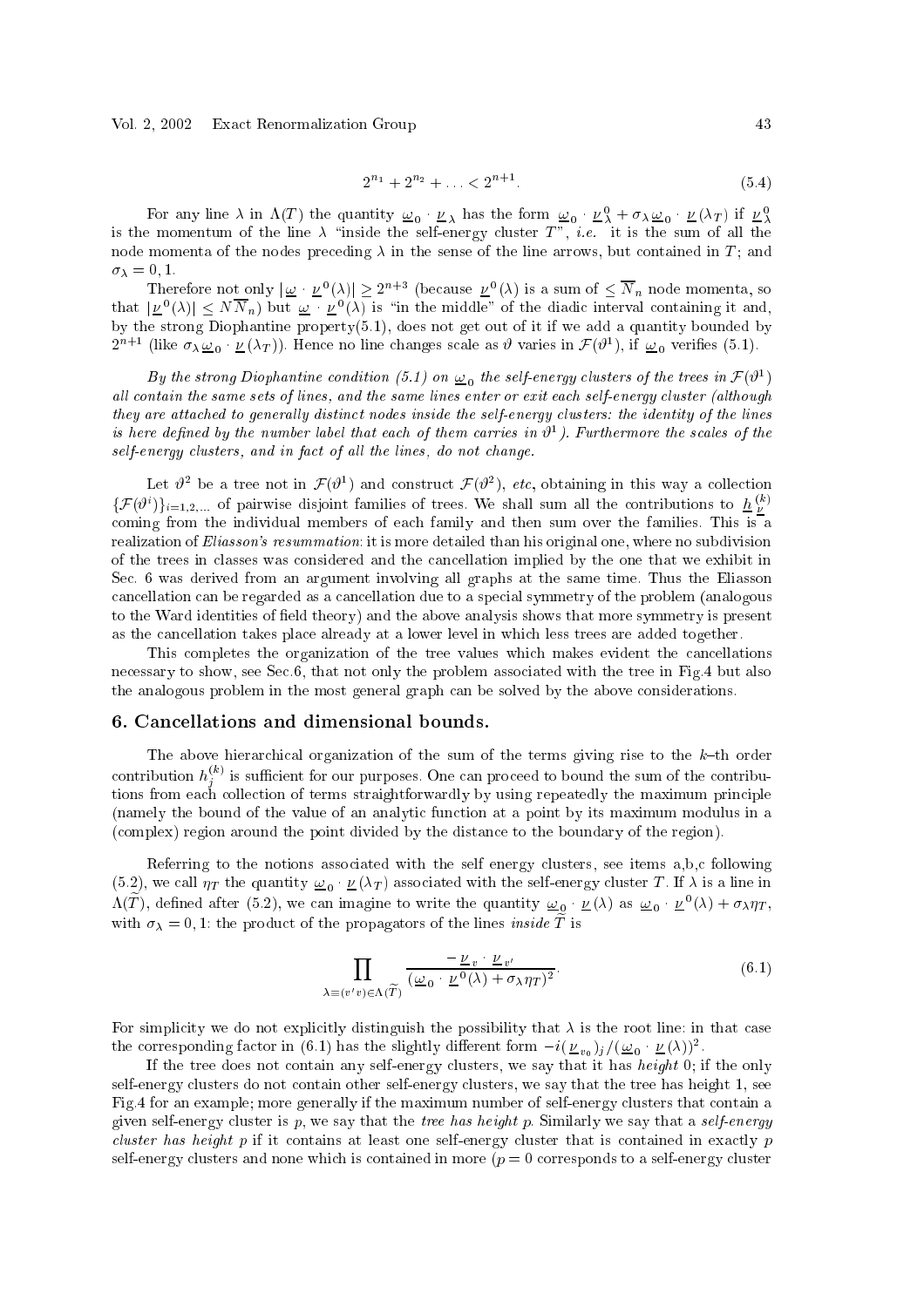$$2^{n_1} + 2^{n_2} + \ldots < 2^{n+1}. \tag{5.4}$$

For any line $\lambda$ in $\Lambda(T)$ the quantity $\underline{\omega}_0 \cdot \underline{\nu}_\lambda$ has the form $\underline{\omega}_0 \cdot \underline{\nu}^0_\lambda + \sigma_\lambda \underline{\omega}_0 \cdot \underline{\nu}(\lambda_T)$ if $\underline{\nu}^0_\lambda$ is the momentum of the line $\lambda$ "inside the self-energy cluster $T$", *i.e.* it is the sum of all the node momenta of the nodes preceding $\lambda$ in the sense of the line arrows, but contained in $T$; and $\sigma_\lambda = 0, 1$.

Therefore not only $|\underline{\omega} \cdot \underline{\nu}^0(\lambda)| \geq 2^{n+3}$ (because $\underline{\nu}^0(\lambda)$ is a sum of $\leq \overline{N}_n$ node momenta, so that $|\underline{\nu}^0(\lambda)| \leq N\overline{N}_n$) but $\underline{\omega} \cdot \underline{\nu}^0(\lambda)$ is "in the middle" of the diadic interval containing it and, by the strong Diophantine property(5.1), does not get out of it if we add a quantity bounded by $2^{n+1}$ (like $\sigma_\lambda \underline{\omega}_0 \cdot \underline{\nu}(\lambda_T)$). Hence no line changes scale as $\vartheta$ varies in $\mathcal{F}(\vartheta^1)$, if $\underline{\omega}_0$ verifies (5.1).

*By the strong Diophantine condition (5.1) on $\underline{\omega}_0$ the self-energy clusters of the trees in $\mathcal{F}(\vartheta^1)$ all contain the same sets of lines, and the same lines enter or exit each self-energy cluster (although they are attached to generally distinct nodes inside the self-energy clusters: the identity of the lines is here defined by the number label that each of them carries in $\vartheta^1$). Furthermore the scales of the self-energy clusters, and in fact of all the lines, do not change.*

Let $\vartheta^2$ be a tree not in $\mathcal{F}(\vartheta^1)$ and construct $\mathcal{F}(\vartheta^2)$, *etc*, obtaining in this way a collection $\{\mathcal{F}(\vartheta^i)\}_{i=1,2,\ldots}$ of pairwise disjoint families of trees. We shall sum all the contributions to $\underline{h}^{(k)}_{\underline{\nu}}$ coming from the individual members of each family and then sum over the families. This is a realization of *Eliasson's resummation*: it is more detailed than his original one, where no subdivision of the trees in classes was considered and the cancellation implied by the one that we exhibit in Sec. 6 was derived from an argument involving all graphs at the same time. Thus the Eliasson cancellation can be regarded as a cancellation due to a special symmetry of the problem (analogous to the Ward identities of field theory) and the above analysis shows that more symmetry is present as the cancellation takes place already at a lower level in which less trees are added together.

This completes the organization of the tree values which makes evident the cancellations necessary to show, see Sec.6, that not only the problem associated with the tree in Fig.4 but also the analogous problem in the most general graph can be solved by the above considerations.

## 6. Cancellations and dimensional bounds.

The above hierarchical organization of the sum of the terms giving rise to the $k$–th order contribution $h^{(k)}_j$ is sufficient for our purposes. One can proceed to bound the sum of the contributions from each collection of terms straightforwardly by using repeatedly the maximum principle (namely the bound of the value of an analytic function at a point by its maximum modulus in a (complex) region around the point divided by the distance to the boundary of the region).

Referring to the notions associated with the self energy clusters, see items a,b,c following (5.2), we call $\eta_T$ the quantity $\underline{\omega}_0 \cdot \underline{\nu}(\lambda_T)$ associated with the self-energy cluster $T$. If $\lambda$ is a line in $\Lambda(\widetilde{T})$, defined after (5.2), we can imagine to write the quantity $\underline{\omega}_0 \cdot \underline{\nu}(\lambda)$ as $\underline{\omega}_0 \cdot \underline{\nu}^0(\lambda) + \sigma_\lambda \eta_T$, with $\sigma_\lambda = 0, 1$: the product of the propagators of the lines *inside* $\widetilde{T}$ is

$$\prod_{\lambda \equiv (v'v) \in \Lambda(\widetilde{T})} \frac{-\underline{\nu}_v \cdot \underline{\nu}_{v'}}{(\underline{\omega}_0 \cdot \underline{\nu}^0(\lambda) + \sigma_\lambda \eta_T)^2}. \tag{6.1}$$

For simplicity we do not explicitly distinguish the possibility that $\lambda$ is the root line: in that case the corresponding factor in (6.1) has the slightly different form $-i(\underline{\nu}_{v_0})_j / (\underline{\omega}_0 \cdot \underline{\nu}(\lambda))^2$.

If the tree does not contain any self-energy clusters, we say that it has *height* 0; if the only self-energy clusters do not contain other self-energy clusters, we say that the tree has height 1, see Fig.4 for an example; more generally if the maximum number of self-energy clusters that contain a given self-energy cluster is $p$, we say that the *tree has height* $p$. Similarly we say that a *self-energy cluster has height* $p$ if it contains at least one self-energy cluster that is contained in exactly $p$ self-energy clusters and none which is contained in more ($p = 0$ corresponds to a self-energy cluster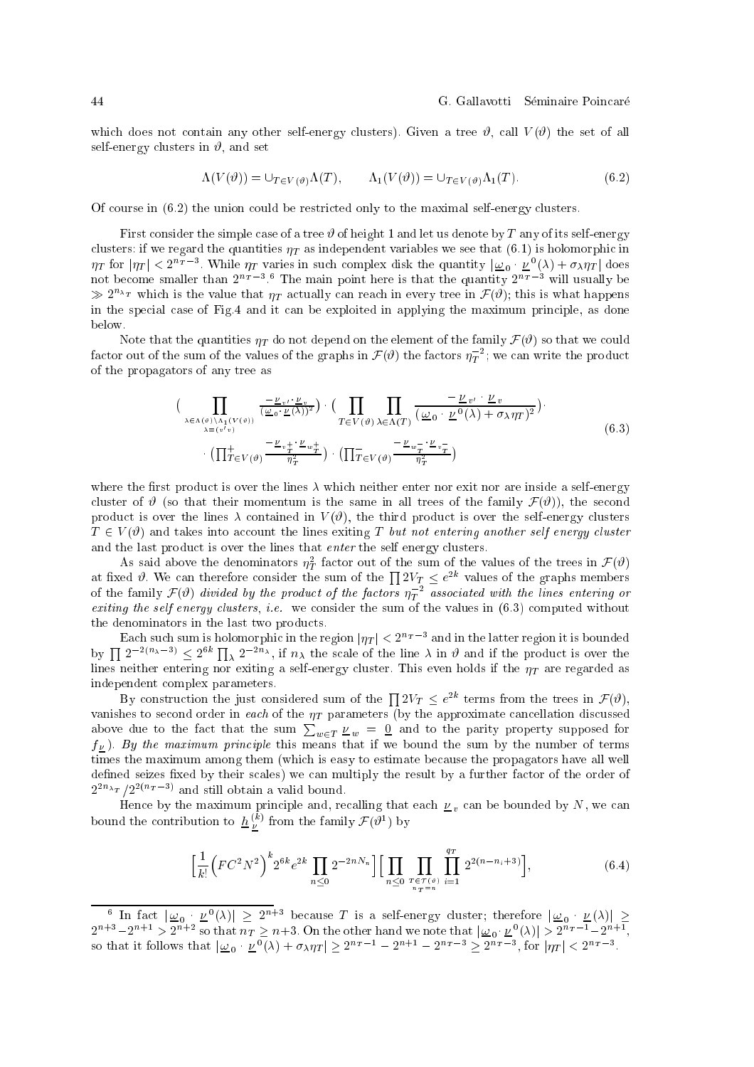which does not contain any other self-energy clusters). Given a tree $\vartheta$, call $V(\vartheta)$ the set of all self-energy clusters in $\vartheta$, and set

$$\Lambda(V(\vartheta)) = \cup_{T\in V(\vartheta)}\Lambda(T), \qquad \Lambda_1(V(\vartheta)) = \cup_{T\in V(\vartheta)}\Lambda_1(T). \tag{6.2}$$

Of course in (6.2) the union could be restricted only to the maximal self-energy clusters.

First consider the simple case of a tree $\vartheta$ of height 1 and let us denote by $T$ any of its self-energy clusters: if we regard the quantities $\eta_T$ as independent variables we see that (6.1) is holomorphic in $\eta_T$ for $|\eta_T| < 2^{n_T-3}$. While $\eta_T$ varies in such complex disk the quantity $|\underline{\omega}_0\cdot\underline{\nu}^0(\lambda)+\sigma_\lambda\eta_T|$ does not become smaller than $2^{n_T-3}$.[6] The main point here is that the quantity $2^{n_T-3}$ will usually be $\gg 2^{n_{\lambda_T}}$ which is the value that $\eta_T$ actually can reach in every tree in $\mathcal{F}(\vartheta)$; this is what happens in the special case of Fig.4 and it can be exploited in applying the maximum principle, as done below.

Note that the quantities $\eta_T$ do not depend on the element of the family $\mathcal{F}(\vartheta)$ so that we could factor out of the sum of the values of the graphs in $\mathcal{F}(\vartheta)$ the factors $\eta_T^{-2}$; we can write the product of the propagators of any tree as

$$\begin{aligned}&\Big(\prod_{\substack{\lambda\in\Lambda(\vartheta)\setminus\Lambda_1(V(\vartheta))\\ \lambda\equiv(v'v)}}\frac{-\underline{\nu}_{v'}\cdot\underline{\nu}_v}{(\underline{\omega}_0\cdot\underline{\nu}(\lambda))^2}\Big)\cdot\Big(\prod_{T\in V(\vartheta)}\prod_{\lambda\in\Lambda(T)}\frac{-\underline{\nu}_{v'}\cdot\underline{\nu}_v}{(\underline{\omega}_0\cdot\underline{\nu}^0(\lambda)+\sigma_\lambda\eta_T)^2}\Big)\cdot\\ &\qquad\cdot\Big(\textstyle\prod^+_{T\in V(\vartheta)}\frac{-\underline{\nu}_{v_T^+}\cdot\underline{\nu}_{w_T^+}}{\eta_T^2}\Big)\cdot\Big(\prod^-_{T\in V(\vartheta)}\frac{-\underline{\nu}_{w_T^-}\cdot\underline{\nu}_{v_T^-}}{\eta_T^2}\Big)\end{aligned}\tag{6.3}$$

where the first product is over the lines $\lambda$ which neither enter nor exit nor are inside a self-energy cluster of $\vartheta$ (so that their momentum is the same in all trees of the family $\mathcal{F}(\vartheta)$), the second product is over the lines $\lambda$ contained in $V(\vartheta)$, the third product is over the self-energy clusters $T\in V(\vartheta)$ and takes into account the lines exiting $T$ *but not entering another self energy cluster* and the last product is over the lines that *enter* the self energy clusters.

As said above the denominators $\eta_T^2$ factor out of the sum of the values of the trees in $\mathcal{F}(\vartheta)$ at fixed $\vartheta$. We can therefore consider the sum of the $\prod 2V_T\le e^{2k}$ values of the graphs members of the family $\mathcal{F}(\vartheta)$ *divided by the product of the factors $\eta_T^{-2}$ associated with the lines entering or exiting the self energy clusters, i.e.* we consider the sum of the values in (6.3) computed without the denominators in the last two products.

Each such sum is holomorphic in the region $|\eta_T|<2^{n_T-3}$ and in the latter region it is bounded by $\prod 2^{-2(n_\lambda-3)}\le 2^{6k}\prod_\lambda 2^{-2n_\lambda}$, if $n_\lambda$ the scale of the line $\lambda$ in $\vartheta$ and if the product is over the lines neither entering nor exiting a self-energy cluster. This even holds if the $\eta_T$ are regarded as independent complex parameters.

By construction the just considered sum of the $\prod 2V_T\le e^{2k}$ terms from the trees in $\mathcal{F}(\vartheta)$, vanishes to second order in *each* of the $\eta_T$ parameters (by the approximate cancellation discussed above due to the fact that the sum $\sum_{w\in T}\underline{\nu}_w=\underline{0}$ and to the parity property supposed for $f_{\underline{\nu}}$). *By the maximum principle* this means that if we bound the sum by the number of terms times the maximum among them (which is easy to estimate because the propagators have all well defined seizes fixed by their scales) we can multiply the result by a further factor of the order of $2^{2n_{\lambda_T}}/2^{2(n_T-3)}$ and still obtain a valid bound.

Hence by the maximum principle and, recalling that each $\underline{\nu}_v$ can be bounded by $N$, we can bound the contribution to $\underline{h}^{(k)}_{\underline{\nu}}$ from the family $\mathcal{F}(\vartheta^1)$ by

$$\Big[\frac{1}{k!}\Big(FC^2N^2\Big)^k 2^{6k}e^{2k}\prod_{n\le 0}2^{-2nN_n}\Big]\Big[\prod_{n\le 0}\prod_{\substack{T\in\mathcal{T}(\vartheta)\\ n_T=n}}\prod_{i=1}^{q_T}2^{2(n-n_i+3)}\Big],\tag{6.4}$$

[6] In fact $|\underline{\omega}_0\cdot\underline{\nu}^0(\lambda)|\ge 2^{n+3}$ because $T$ is a self-energy cluster; therefore $|\underline{\omega}_0\cdot\underline{\nu}(\lambda)|\ge 2^{n+3}-2^{n+1}>2^{n+2}$ so that $n_T\ge n+3$. On the other hand we note that $|\underline{\omega}_0\cdot\underline{\nu}^0(\lambda)|>2^{n_T-1}-2^{n+1}$, so that it follows that $|\underline{\omega}_0\cdot\underline{\nu}^0(\lambda)+\sigma_\lambda\eta_T|\ge 2^{n_T-1}-2^{n+1}-2^{n_T-3}\ge 2^{n_T-3}$, for $|\eta_T|<2^{n_T-3}$.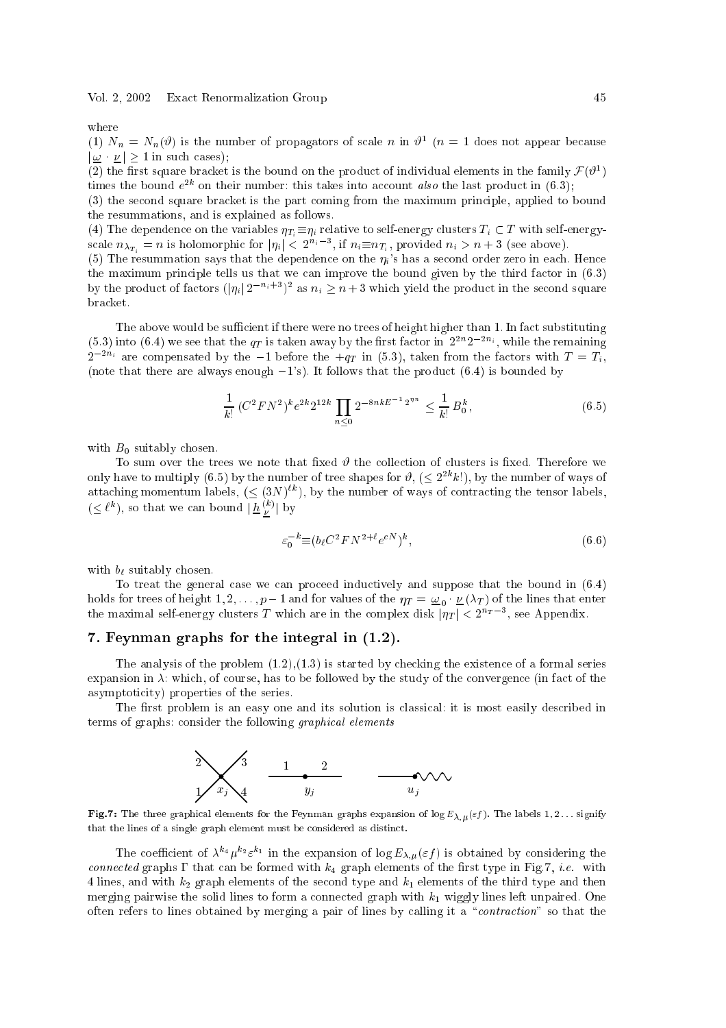where

(1) $N_n = N_n(\vartheta)$ is the number of propagators of scale $n$ in $\vartheta^1$ ($n=1$ does not appear because $|\underline{\omega}\cdot\underline{\nu}|\ge 1$ in such cases);

(2) the first square bracket is the bound on the product of individual elements in the family $\mathcal{F}(\vartheta^1)$ times the bound $e^{2k}$ on their number: this takes into account *also* the last product in (6.3);

(3) the second square bracket is the part coming from the maximum principle, applied to bound the resummations, and is explained as follows.

(4) The dependence on the variables $\eta_{T_i}\equiv\eta_i$ relative to self-energy clusters $T_i\subset T$ with self-energy-scale $n_{\lambda_{T_i}} = n$ is holomorphic for $|\eta_i| < 2^{n_i-3}$, if $n_i\equiv n_{T_i}$, provided $n_i > n+3$ (see above).

(5) The resummation says that the dependence on the $\eta_i$'s has a second order zero in each. Hence the maximum principle tells us that we can improve the bound given by the third factor in (6.3) by the product of factors $(|\eta_i|\,2^{-n_i+3})^2$ as $n_i\ge n+3$ which yield the product in the second square bracket.

The above would be sufficient if there were no trees of height higher than 1. In fact substituting (5.3) into (6.4) we see that the $q_T$ is taken away by the first factor in $2^{2n}2^{-2n_i}$, while the remaining $2^{-2n_i}$ are compensated by the $-1$ before the $+q_T$ in (5.3), taken from the factors with $T=T_i$, (note that there are always enough $-1$'s). It follows that the product (6.4) is bounded by

$$\frac{1}{k!}\,(C^2FN^2)^k e^{2k}2^{12k}\prod_{n\le 0}2^{-8nkE^{-1}2^{\eta n}}\le \frac{1}{k!}\,B_0^k, \tag{6.5}$$

with $B_0$ suitably chosen.

To sum over the trees we note that fixed $\vartheta$ the collection of clusters is fixed. Therefore we only have to multiply (6.5) by the number of tree shapes for $\vartheta$, ($\le 2^{2k}k!$), by the number of ways of attaching momentum labels, ($\le (3N)^{\ell k}$), by the number of ways of contracting the tensor labels, ($\le \ell^k$), so that we can bound $|\underline{h}^{(k)}_{\underline{\nu}}|$ by

$$\varepsilon_0^{-k}\equiv(b_\ell C^2FN^{2+\ell}e^{cN})^k, \tag{6.6}$$

with $b_\ell$ suitably chosen.

To treat the general case we can proceed inductively and suppose that the bound in (6.4) holds for trees of height $1,2,\ldots,p-1$ and for values of the $\eta_T = \underline{\omega}_0\cdot\underline{\nu}(\lambda_T)$ of the lines that enter the maximal self-energy clusters $T$ which are in the complex disk $|\eta_T| < 2^{n_T-3}$, see Appendix.

## 7. Feynman graphs for the integral in (1.2).

The analysis of the problem (1.2),(1.3) is started by checking the existence of a formal series expansion in $\lambda$: which, of course, has to be followed by the study of the convergence (in fact of the asymptoticity) properties of the series.

The first problem is an easy one and its solution is classical: it is most easily described in terms of graphs: consider the following *graphical elements*

**Fig.7:** The three graphical elements for the Feynman graphs expansion of $\log E_{\lambda,\mu}(\varepsilon f)$. The labels $1,2\ldots$ signify that the lines of a single graph element must be considered as distinct.

The coefficient of $\lambda^{k_4}\mu^{k_2}\varepsilon^{k_1}$ in the expansion of $\log E_{\lambda,\mu}(\varepsilon f)$ is obtained by considering the *connected* graphs $\Gamma$ that can be formed with $k_4$ graph elements of the first type in Fig.7, *i.e.* with 4 lines, and with $k_2$ graph elements of the second type and $k_1$ elements of the third type and then merging pairwise the solid lines to form a connected graph with $k_1$ wiggly lines left unpaired. One often refers to lines obtained by merging a pair of lines by calling it a "*contraction*" so that the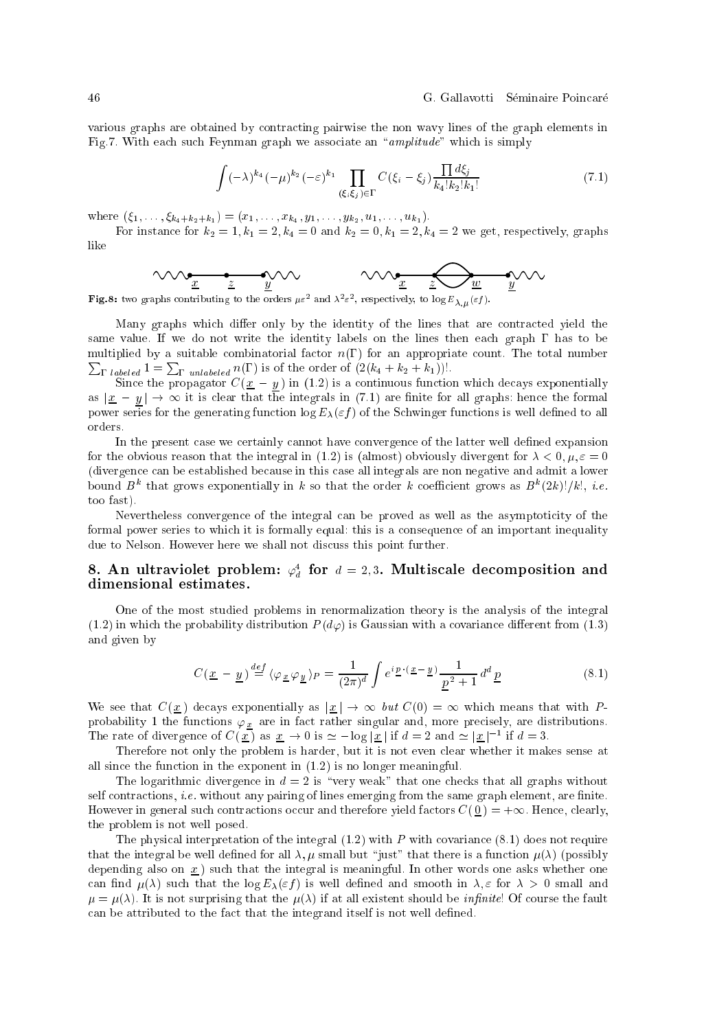various graphs are obtained by contracting pairwise the non wavy lines of the graph elements in Fig.7. With each such Feynman graph we associate an "*amplitude*" which is simply

$$\int (-\lambda)^{k_4}(-\mu)^{k_2}(-\varepsilon)^{k_1} \prod_{(\xi_i\xi_j)\in\Gamma} C(\xi_i-\xi_j)\frac{\prod d\xi_j}{k_4!k_2!k_1!} \tag{7.1}$$

where $(\xi_1,\ldots,\xi_{k_4+k_2+k_1})=(x_1,\ldots,x_{k_4},y_1,\ldots,y_{k_2},u_1,\ldots,u_{k_1})$.

For instance for $k_2=1,k_1=2,k_4=0$ and $k_2=0,k_1=2,k_4=2$ we get, respectively, graphs like

**Fig.8:** two graphs contributing to the orders $\mu\varepsilon^2$ and $\lambda^2\varepsilon^2$, respectively, to $\log E_{\lambda,\mu}(\varepsilon f)$.

Many graphs which differ only by the identity of the lines that are contracted yield the same value. If we do not write the identity labels on the lines then each graph $\Gamma$ has to be multiplied by a suitable combinatorial factor $n(\Gamma)$ for an appropriate count. The total number $\sum_{\Gamma\ labeled} 1=\sum_{\Gamma\ unlabeled} n(\Gamma)$ is of the order of $(2(k_4+k_2+k_1))!$.

Since the propagator $C(\underline{x}-\underline{y})$ in (1.2) is a continuous function which decays exponentially as $|\underline{x}-\underline{y}|\to\infty$ it is clear that the integrals in (7.1) are finite for all graphs: hence the formal power series for the generating function $\log E_\lambda(\varepsilon f)$ of the Schwinger functions is well defined to all orders.

In the present case we certainly cannot have convergence of the latter well defined expansion for the obvious reason that the integral in (1.2) is (almost) obviously divergent for $\lambda<0,\mu,\varepsilon=0$ (divergence can be established because in this case all integrals are non negative and admit a lower bound $B^k$ that grows exponentially in $k$ so that the order $k$ coefficient grows as $B^k(2k)!/k!$, *i.e.* too fast).

Nevertheless convergence of the integral can be proved as well as the asymptoticity of the formal power series to which it is formally equal: this is a consequence of an important inequality due to Nelson. However here we shall not discuss this point further.

## 8. An ultraviolet problem: $\varphi^4_d$ for $d=2,3$. Multiscale decomposition and dimensional estimates.

One of the most studied problems in renormalization theory is the analysis of the integral (1.2) in which the probability distribution $P(d\varphi)$ is Gaussian with a covariance different from (1.3) and given by

$$C(\underline{x}-\underline{y})\stackrel{def}{=}\langle\varphi_{\underline{x}}\varphi_{\underline{y}}\rangle_P=\frac{1}{(2\pi)^d}\int e^{i\underline{p}\cdot(\underline{x}-\underline{y})}\frac{1}{\underline{p}^2+1}\,d^d\underline{p} \tag{8.1}$$

We see that $C(\underline{x})$ decays exponentially as $|\underline{x}|\to\infty$ *but* $C(0)=\infty$ which means that with $P$-probability 1 the functions $\varphi_{\underline{x}}$ are in fact rather singular and, more precisely, are distributions. The rate of divergence of $C(\underline{x})$ as $\underline{x}\to 0$ is $\simeq -\log|\underline{x}|$ if $d=2$ and $\simeq|\underline{x}|^{-1}$ if $d=3$.

Therefore not only the problem is harder, but it is not even clear whether it makes sense at all since the function in the exponent in (1.2) is no longer meaningful.

The logarithmic divergence in $d=2$ is "very weak" that one checks that all graphs without self contractions, *i.e.* without any pairing of lines emerging from the same graph element, are finite. However in general such contractions occur and therefore yield factors $C(\underline{0})=+\infty$. Hence, clearly, the problem is not well posed.

The physical interpretation of the integral (1.2) with $P$ with covariance (8.1) does not require that the integral be well defined for all $\lambda,\mu$ small but "just" that there is a function $\mu(\lambda)$ (possibly depending also on $\underline{x}$) such that the integral is meaningful. In other words one asks whether one can find $\mu(\lambda)$ such that the $\log E_\lambda(\varepsilon f)$ is well defined and smooth in $\lambda,\varepsilon$ for $\lambda>0$ small and $\mu=\mu(\lambda)$. It is not surprising that the $\mu(\lambda)$ if at all existent should be *infinite*! Of course the fault can be attributed to the fact that the integrand itself is not well defined.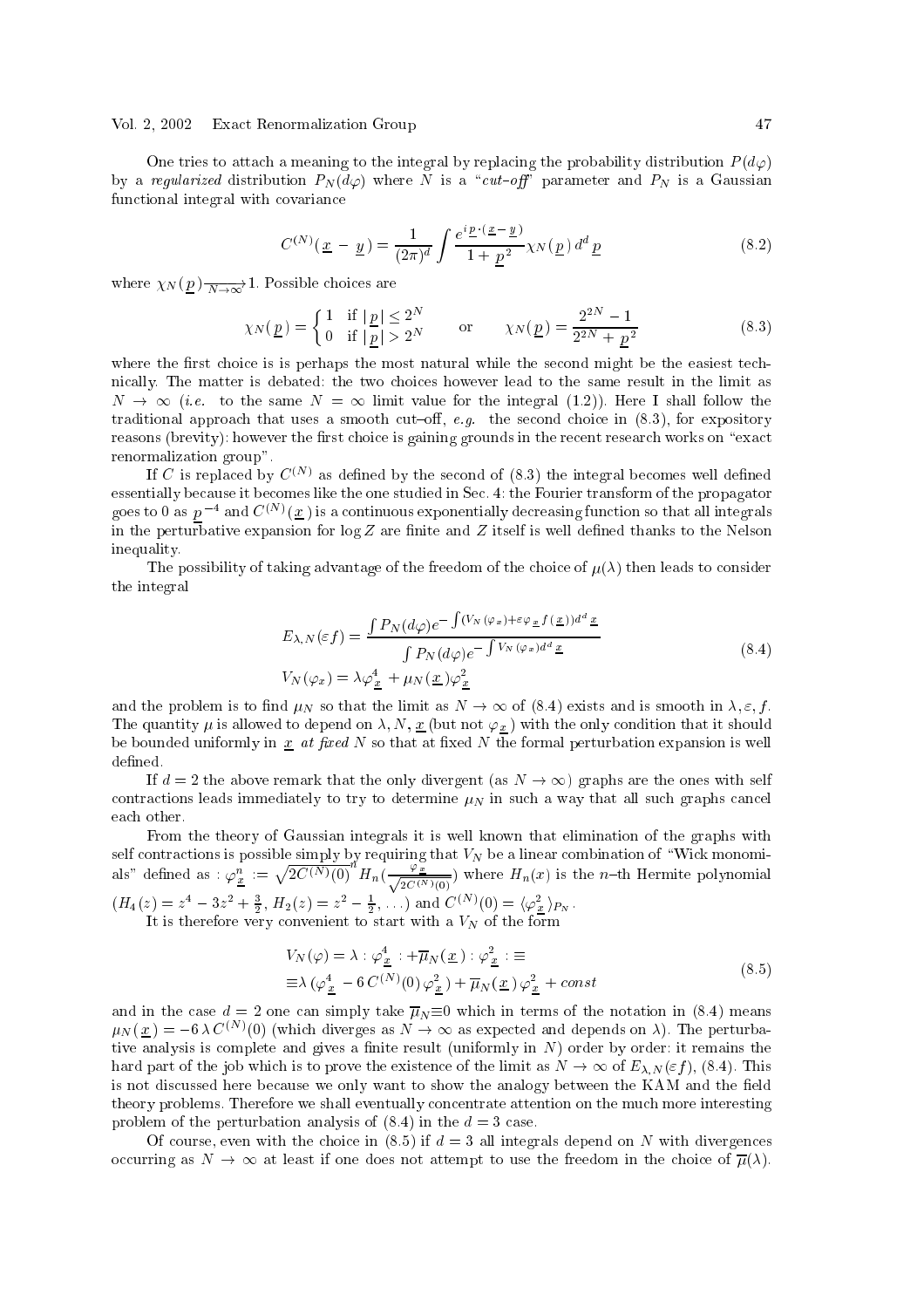One tries to attach a meaning to the integral by replacing the probability distribution $P(d\varphi)$ by a *regularized* distribution $P_N(d\varphi)$ where $N$ is a "*cut–off*" parameter and $P_N$ is a Gaussian functional integral with covariance

$$C^{(N)}(\underline{x} - \underline{y}) = \frac{1}{(2\pi)^d} \int \frac{e^{i\underline{p}\cdot(\underline{x}-\underline{y})}}{1+\underline{p}^2} \chi_N(\underline{p})\, d^d\underline{p} \tag{8.2}$$

where $\chi_N(\underline{p}) \xrightarrow[N\to\infty]{} 1$. Possible choices are

$$\chi_N(\underline{p}) = \begin{cases} 1 & \text{if } |\underline{p}| \le 2^N \\ 0 & \text{if } |\underline{p}| > 2^N \end{cases} \qquad \text{or} \qquad \chi_N(\underline{p}) = \frac{2^{2N}-1}{2^{2N}+\underline{p}^2} \tag{8.3}$$

where the first choice is is perhaps the most natural while the second might be the easiest technically. The matter is debated: the two choices however lead to the same result in the limit as $N \to \infty$ (*i.e.* to the same $N = \infty$ limit value for the integral (1.2)). Here I shall follow the traditional approach that uses a smooth cut–off, *e.g.* the second choice in (8.3), for expository reasons (brevity): however the first choice is gaining grounds in the recent research works on "exact renormalization group".

If $C$ is replaced by $C^{(N)}$ as defined by the second of (8.3) the integral becomes well defined essentially because it becomes like the one studied in Sec. 4: the Fourier transform of the propagator goes to 0 as $\underline{p}^{-4}$ and $C^{(N)}(\underline{x})$ is a continuous exponentially decreasing function so that all integrals in the perturbative expansion for $\log Z$ are finite and $Z$ itself is well defined thanks to the Nelson inequality.

The possibility of taking advantage of the freedom of the choice of $\mu(\lambda)$ then leads to consider the integral

$$\begin{aligned} E_{\lambda,N}(\varepsilon f) &= \frac{\int P_N(d\varphi) e^{-\int (V_N(\varphi_x) + \varepsilon \varphi_{\underline{x}} f(\underline{x})) d^d\underline{x}}}{\int P_N(d\varphi) e^{-\int V_N(\varphi_x) d^d \underline{x}}} \\ V_N(\varphi_x) &= \lambda \varphi_{\underline{x}}^4 + \mu_N(\underline{x}) \varphi_{\underline{x}}^2 \end{aligned} \tag{8.4}$$

and the problem is to find $\mu_N$ so that the limit as $N \to \infty$ of (8.4) exists and is smooth in $\lambda, \varepsilon, f$. The quantity $\mu$ is allowed to depend on $\lambda, N, \underline{x}$ (but not $\varphi_{\underline{x}}$) with the only condition that it should be bounded uniformly in $\underline{x}$ *at fixed* $N$ so that at fixed $N$ the formal perturbation expansion is well defined.

If $d = 2$ the above remark that the only divergent (as $N \to \infty$) graphs are the ones with self contractions leads immediately to try to determine $\mu_N$ in such a way that all such graphs cancel each other.

From the theory of Gaussian integrals it is well known that elimination of the graphs with self contractions is possible simply by requiring that $V_N$ be a linear combination of "Wick monomials" defined as $:\varphi_{\underline{x}}^n: \,:= \sqrt{2C^{(N)}(0)}^{\,n} H_n(\frac{\varphi_{\underline{x}}}{\sqrt{2C^{(N)}(0)}})$ where $H_n(x)$ is the $n$–th Hermite polynomial ($H_4(z) = z^4 - 3z^2 + \frac{3}{2}$, $H_2(z) = z^2 - \frac{1}{2}, \ldots$) and $C^{(N)}(0) = \langle \varphi_{\underline{x}}^2 \rangle_{P_N}$.

It is therefore very convenient to start with a $V_N$ of the form

$$\begin{aligned} V_N(\varphi) &= \lambda :\varphi_{\underline{x}}^4: + \overline{\mu}_N(\underline{x}) :\varphi_{\underline{x}}^2: \equiv \\ &\equiv \lambda\,(\varphi_{\underline{x}}^4 - 6\,C^{(N)}(0)\,\varphi_{\underline{x}}^2) + \overline{\mu}_N(\underline{x})\,\varphi_{\underline{x}}^2 + const \end{aligned} \tag{8.5}$$

and in the case $d = 2$ one can simply take $\overline{\mu}_N \equiv 0$ which in terms of the notation in (8.4) means $\mu_N(\underline{x}) = -6\,\lambda\, C^{(N)}(0)$ (which diverges as $N \to \infty$ as expected and depends on $\lambda$). The perturbative analysis is complete and gives a finite result (uniformly in $N$) order by order: it remains the hard part of the job which is to prove the existence of the limit as $N \to \infty$ of $E_{\lambda,N}(\varepsilon f)$, (8.4). This is not discussed here because we only want to show the analogy between the KAM and the field theory problems. Therefore we shall eventually concentrate attention on the much more interesting problem of the perturbation analysis of (8.4) in the $d = 3$ case.

Of course, even with the choice in (8.5) if $d = 3$ all integrals depend on $N$ with divergences occurring as $N \to \infty$ at least if one does not attempt to use the freedom in the choice of $\overline{\mu}(\lambda)$.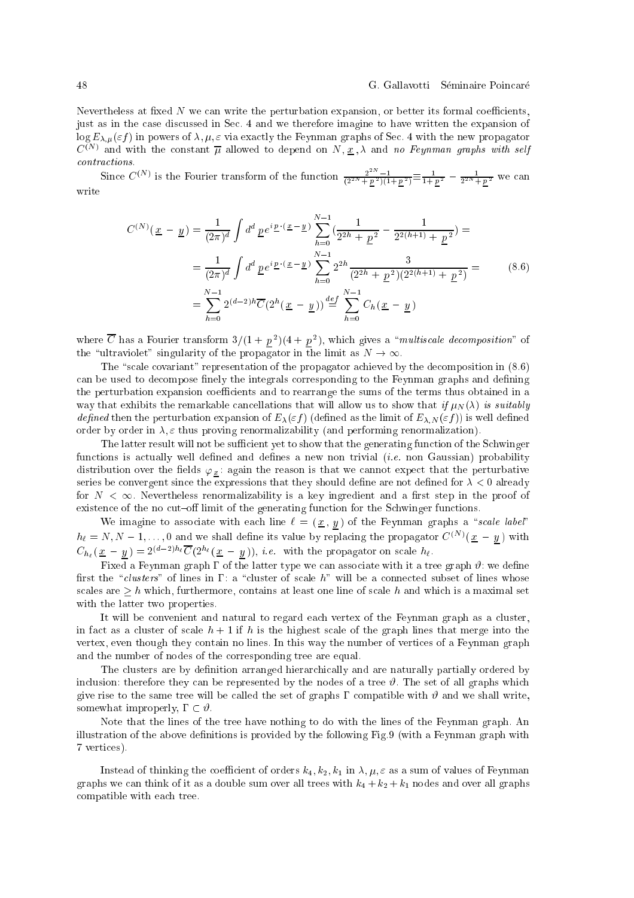Nevertheless at fixed $N$ we can write the perturbation expansion, or better its formal coefficients, just as in the case discussed in Sec. 4 and we therefore imagine to have written the expansion of $\log E_{\lambda,\mu}(\varepsilon f)$ in powers of $\lambda,\mu,\varepsilon$ via exactly the Feynman graphs of Sec. 4 with the new propagator $C^{(N)}$ and with the constant $\overline{\mu}$ allowed to depend on $N,\underline{x},\lambda$ and *no Feynman graphs with self contractions*.

Since $C^{(N)}$ is the Fourier transform of the function $\frac{2^{2N}-1}{(2^{2N}+\underline{p}^2)(1+\underline{p}^2)}=\frac{1}{1+\underline{p}^2}-\frac{1}{2^{2N}+\underline{p}^2}$ we can write

$$
\begin{aligned}
C^{(N)}(\underline{x}-\underline{y}) &= \frac{1}{(2\pi)^d}\int d^d\,\underline{p}\,e^{i\underline{p}\cdot(\underline{x}-\underline{y})}\sum_{h=0}^{N-1}\Big(\frac{1}{2^{2h}+\underline{p}^2}-\frac{1}{2^{2(h+1)}+\underline{p}^2}\Big)=\\
&=\frac{1}{(2\pi)^d}\int d^d\,\underline{p}\,e^{i\underline{p}\cdot(\underline{x}-\underline{y})}\sum_{h=0}^{N-1}2^{2h}\frac{3}{(2^{2h}+\underline{p}^2)(2^{2(h+1)}+\underline{p}^2)}=\\
&=\sum_{h=0}^{N-1}2^{(d-2)h}\overline{C}(2^h(\underline{x}-\underline{y}))\stackrel{def}{=}\sum_{h=0}^{N-1}C_h(\underline{x}-\underline{y})
\end{aligned}
\tag{8.6}
$$

where $\overline{C}$ has a Fourier transform $3/(1+\underline{p}^2)(4+\underline{p}^2)$, which gives a "*multiscale decomposition*" of the "ultraviolet" singularity of the propagator in the limit as $N\to\infty$.

The "scale covariant" representation of the propagator achieved by the decomposition in (8.6) can be used to decompose finely the integrals corresponding to the Feynman graphs and defining the perturbation expansion coefficients and to rearrange the sums of the terms thus obtained in a way that exhibits the remarkable cancellations that will allow us to show that *if $\mu_N(\lambda)$ is suitably defined* then the perturbation expansion of $E_\lambda(\varepsilon f)$ (defined as the limit of $E_{\lambda,N}(\varepsilon f)$) is well defined order by order in $\lambda,\varepsilon$ thus proving renormalizability (and performing renormalization).

The latter result will not be sufficient yet to show that the generating function of the Schwinger functions is actually well defined and defines a new non trivial (*i.e.* non Gaussian) probability distribution over the fields $\varphi_{\underline{x}}$: again the reason is that we cannot expect that the perturbative series be convergent since the expressions that they should define are not defined for $\lambda<0$ already for $N<\infty$. Nevertheless renormalizability is a key ingredient and a first step in the proof of existence of the no cut–off limit of the generating function for the Schwinger functions.

We imagine to associate with each line $\ell=(\underline{x},\underline{y})$ of the Feynman graphs a "*scale label*" $h_\ell=N,N-1,\ldots,0$ and we shall define its value by replacing the propagator $C^{(N)}(\underline{x}-\underline{y})$ with $C_{h_\ell}(\underline{x}-\underline{y})=2^{(d-2)h_\ell}\overline{C}(2^{h_\ell}(\underline{x}-\underline{y}))$, *i.e.* with the propagator on scale $h_\ell$.

Fixed a Feynman graph $\Gamma$ of the latter type we can associate with it a tree graph $\vartheta$: we define first the "*clusters*" of lines in $\Gamma$: a "cluster of scale $h$" will be a connected subset of lines whose scales are $\ge h$ which, furthermore, contains at least one line of scale $h$ and which is a maximal set with the latter two properties.

It will be convenient and natural to regard each vertex of the Feynman graph as a cluster, in fact as a cluster of scale $h+1$ if $h$ is the highest scale of the graph lines that merge into the vertex, even though they contain no lines. In this way the number of vertices of a Feynman graph and the number of nodes of the corresponding tree are equal.

The clusters are by definition arranged hierarchically and are naturally partially ordered by inclusion: therefore they can be represented by the nodes of a tree $\vartheta$. The set of all graphs which give rise to the same tree will be called the set of graphs $\Gamma$ compatible with $\vartheta$ and we shall write, somewhat improperly, $\Gamma\subset\vartheta$.

Note that the lines of the tree have nothing to do with the lines of the Feynman graph. An illustration of the above definitions is provided by the following Fig.9 (with a Feynman graph with 7 vertices).

Instead of thinking the coefficient of orders $k_4,k_2,k_1$ in $\lambda,\mu,\varepsilon$ as a sum of values of Feynman graphs we can think of it as a double sum over all trees with $k_4+k_2+k_1$ nodes and over all graphs compatible with each tree.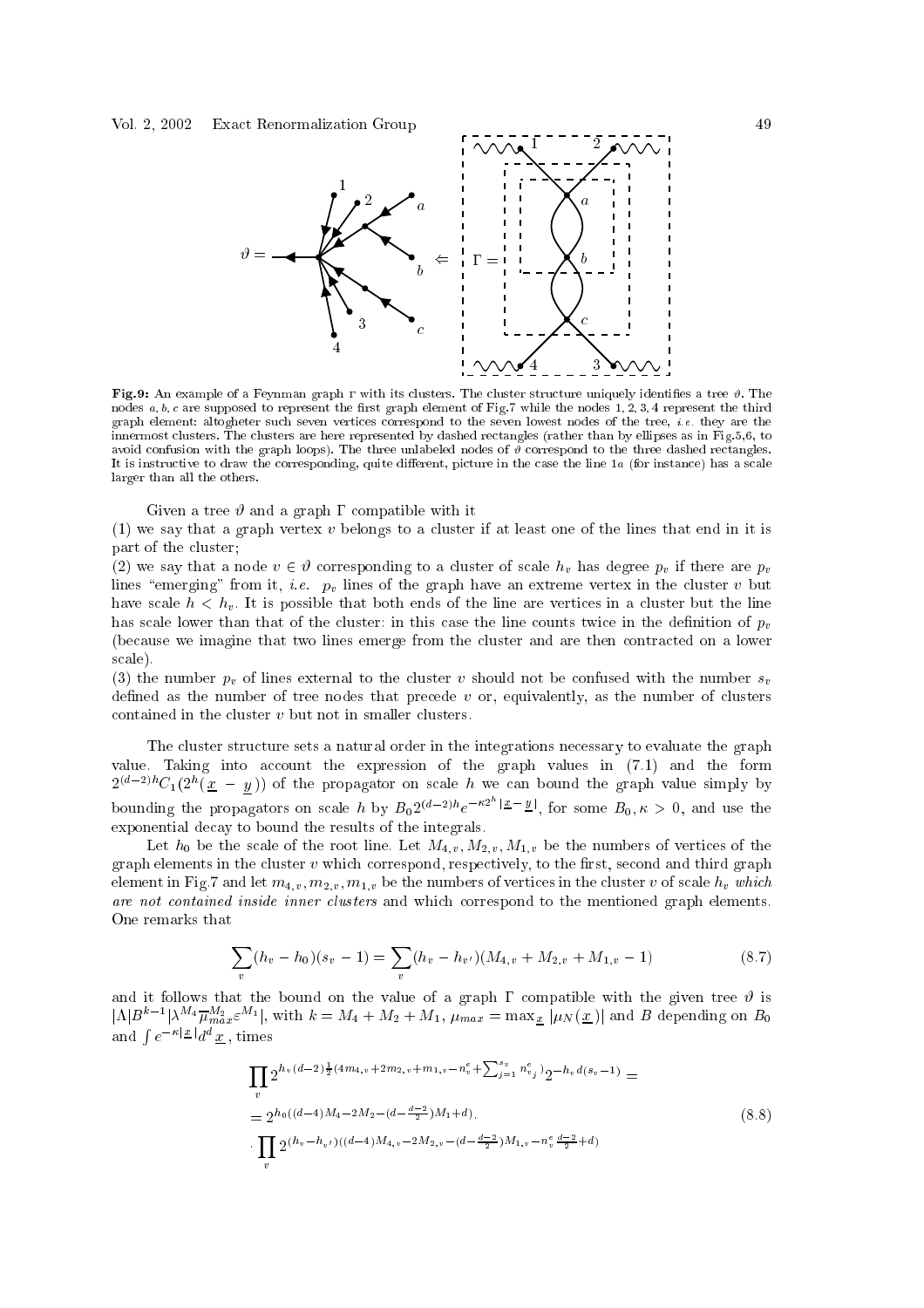**Fig.9:** An example of a Feynman graph Γ with its clusters. The cluster structure uniquely identifies a tree $\vartheta$. The nodes $a, b, c$ are supposed to represent the first graph element of Fig.7 while the nodes 1, 2, 3, 4 represent the third graph element: altogheter such seven vertices correspond to the seven lowest nodes of the tree, *i.e.* they are the innermost clusters. The clusters are here represented by dashed rectangles (rather than by ellipses as in Fig.5,6, to avoid confusion with the graph loops). The three unlabeled nodes of $\vartheta$ correspond to the three dashed rectangles. It is instructive to draw the corresponding, quite different, picture in the case the line $1a$ (for instance) has a scale larger than all the others.

Given a tree $\vartheta$ and a graph Γ compatible with it

(1) we say that a graph vertex $v$ belongs to a cluster if at least one of the lines that end in it is part of the cluster;

(2) we say that a node $v \in \vartheta$ corresponding to a cluster of scale $h_v$ has degree $p_v$ if there are $p_v$ lines "emerging" from it, *i.e.* $p_v$ lines of the graph have an extreme vertex in the cluster $v$ but have scale $h < h_v$. It is possible that both ends of the line are vertices in a cluster but the line has scale lower than that of the cluster: in this case the line counts twice in the definition of $p_v$ (because we imagine that two lines emerge from the cluster and are then contracted on a lower scale).

(3) the number $p_v$ of lines external to the cluster $v$ should not be confused with the number $s_v$ defined as the number of tree nodes that precede $v$ or, equivalently, as the number of clusters contained in the cluster $v$ but not in smaller clusters.

The cluster structure sets a natural order in the integrations necessary to evaluate the graph value. Taking into account the expression of the graph values in (7.1) and the form $2^{(d-2)h}C_1(2^h(\underline{x}-\underline{y}))$ of the propagator on scale $h$ we can bound the graph value simply by bounding the propagators on scale $h$ by $B_0 2^{(d-2)h} e^{-\kappa 2^h |\underline{x}-\underline{y}|}$, for some $B_0, \kappa > 0$, and use the exponential decay to bound the results of the integrals.

Let $h_0$ be the scale of the root line. Let $M_{4,v}, M_{2,v}, M_{1,v}$ be the numbers of vertices of the graph elements in the cluster $v$ which correspond, respectively, to the first, second and third graph element in Fig.7 and let $m_{4,v}, m_{2,v}, m_{1,v}$ be the numbers of vertices in the cluster $v$ of scale $h_v$ *which are not contained inside inner clusters* and which correspond to the mentioned graph elements. One remarks that

$$\sum_v (h_v - h_0)(s_v - 1) = \sum_v (h_v - h_{v'})(M_{4,v} + M_{2,v} + M_{1,v} - 1) \tag{8.7}$$

and it follows that the bound on the value of a graph Γ compatible with the given tree $\vartheta$ is $|\Lambda| B^{k-1} |\lambda^{M_4} \overline{\mu}_{max}^{M_2} \varepsilon^{M_1}|$, with $k = M_4 + M_2 + M_1$, $\mu_{max} = \max_{\underline{x}} |\mu_N(\underline{x})|$ and $B$ depending on $B_0$ and $\int e^{-\kappa |\underline{x}|} d^d \underline{x}$, times

$$\begin{aligned}
&\prod_v 2^{h_v (d-2)\frac{1}{2}(4m_{4,v}+2m_{2,v}+m_{1,v}-n_v^e+\sum_{j=1}^{s_v} n_{v_j}^e)} 2^{-h_v d(s_v-1)} = \\
&= 2^{h_0((d-4)M_4 - 2M_2 - (d-\frac{d-2}{2})M_1 + d)} \cdot \\
&\cdot \prod_v 2^{(h_v - h_{v'})((d-4)M_{4,v} - 2M_{2,v} - (d-\frac{d-2}{2})M_{1,v} - n_v^e \frac{d-2}{2} + d)}
\end{aligned} \tag{8.8}$$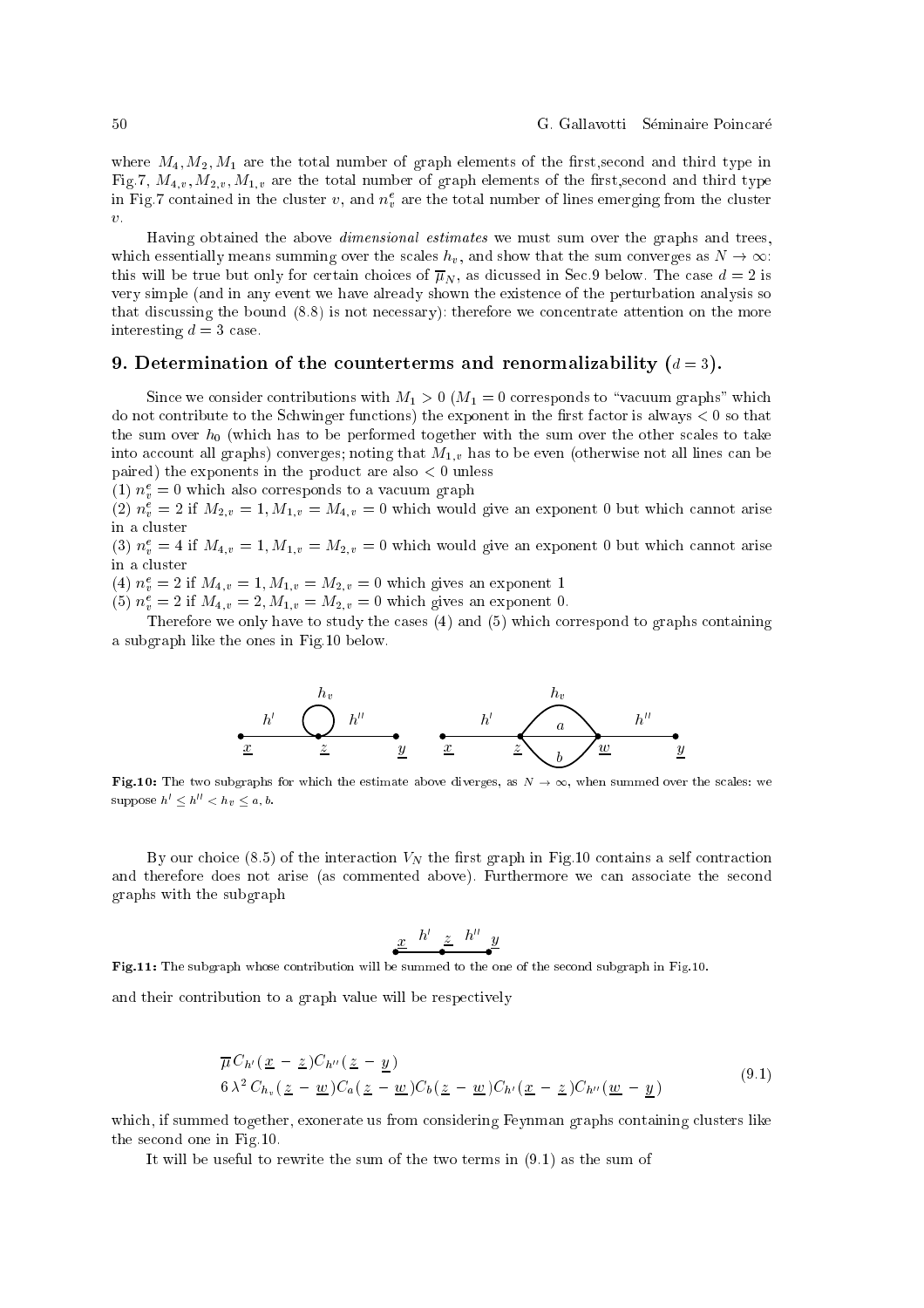where $M_4, M_2, M_1$ are the total number of graph elements of the first,second and third type in Fig.7, $M_{4,v}, M_{2,v}, M_{1,v}$ are the total number of graph elements of the first,second and third type in Fig.7 contained in the cluster $v$, and $n_v^e$ are the total number of lines emerging from the cluster $v$.

Having obtained the above *dimensional estimates* we must sum over the graphs and trees, which essentially means summing over the scales $h_v$, and show that the sum converges as $N \to \infty$: this will be true but only for certain choices of $\overline{\mu}_N$, as dicussed in Sec.9 below. The case $d = 2$ is very simple (and in any event we have already shown the existence of the perturbation analysis so that discussing the bound (8.8) is not necessary): therefore we concentrate attention on the more interesting $d = 3$ case.

## 9. Determination of the counterterms and renormalizability ($d = 3$).

Since we consider contributions with $M_1 > 0$ ($M_1 = 0$ corresponds to "vacuum graphs" which do not contribute to the Schwinger functions) the exponent in the first factor is always $< 0$ so that the sum over $h_0$ (which has to be performed together with the sum over the other scales to take into account all graphs) converges; noting that $M_{1,v}$ has to be even (otherwise not all lines can be paired) the exponents in the product are also $< 0$ unless

(1) $n_v^e = 0$ which also corresponds to a vacuum graph
(2) $n_v^e = 2$ if $M_{2,v} = 1, M_{1,v} = M_{4,v} = 0$ which would give an exponent 0 but which cannot arise in a cluster
(3) $n_v^e = 4$ if $M_{4,v} = 1, M_{1,v} = M_{2,v} = 0$ which would give an exponent 0 but which cannot arise in a cluster
(4) $n_v^e = 2$ if $M_{4,v} = 1, M_{1,v} = M_{2,v} = 0$ which gives an exponent 1
(5) $n_v^e = 2$ if $M_{4,v} = 2, M_{1,v} = M_{2,v} = 0$ which gives an exponent 0.

Therefore we only have to study the cases (4) and (5) which correspond to graphs containing a subgraph like the ones in Fig.10 below.

**Fig.10:** The two subgraphs for which the estimate above diverges, as $N \to \infty$, when summed over the scales: we suppose $h' \le h'' < h_v \le a, b$.

By our choice (8.5) of the interaction $V_N$ the first graph in Fig.10 contains a self contraction and therefore does not arise (as commented above). Furthermore we can associate the second graphs with the subgraph

**Fig.11:** The subgraph whose contribution will be summed to the one of the second subgraph in Fig.10.

and their contribution to a graph value will be respectively

$$
\begin{aligned}
&\overline{\mu}\, C_{h'}(\underline{x} - \underline{z}) C_{h''}(\underline{z} - \underline{y}) \\
&6\,\lambda^2\, C_{h_v}(\underline{z} - \underline{w}) C_a(\underline{z} - \underline{w}) C_b(\underline{z} - \underline{w}) C_{h'}(\underline{x} - \underline{z}) C_{h''}(\underline{w} - \underline{y})
\end{aligned}
\tag{9.1}
$$

which, if summed together, exonerate us from considering Feynman graphs containing clusters like the second one in Fig.10.

It will be useful to rewrite the sum of the two terms in (9.1) as the sum of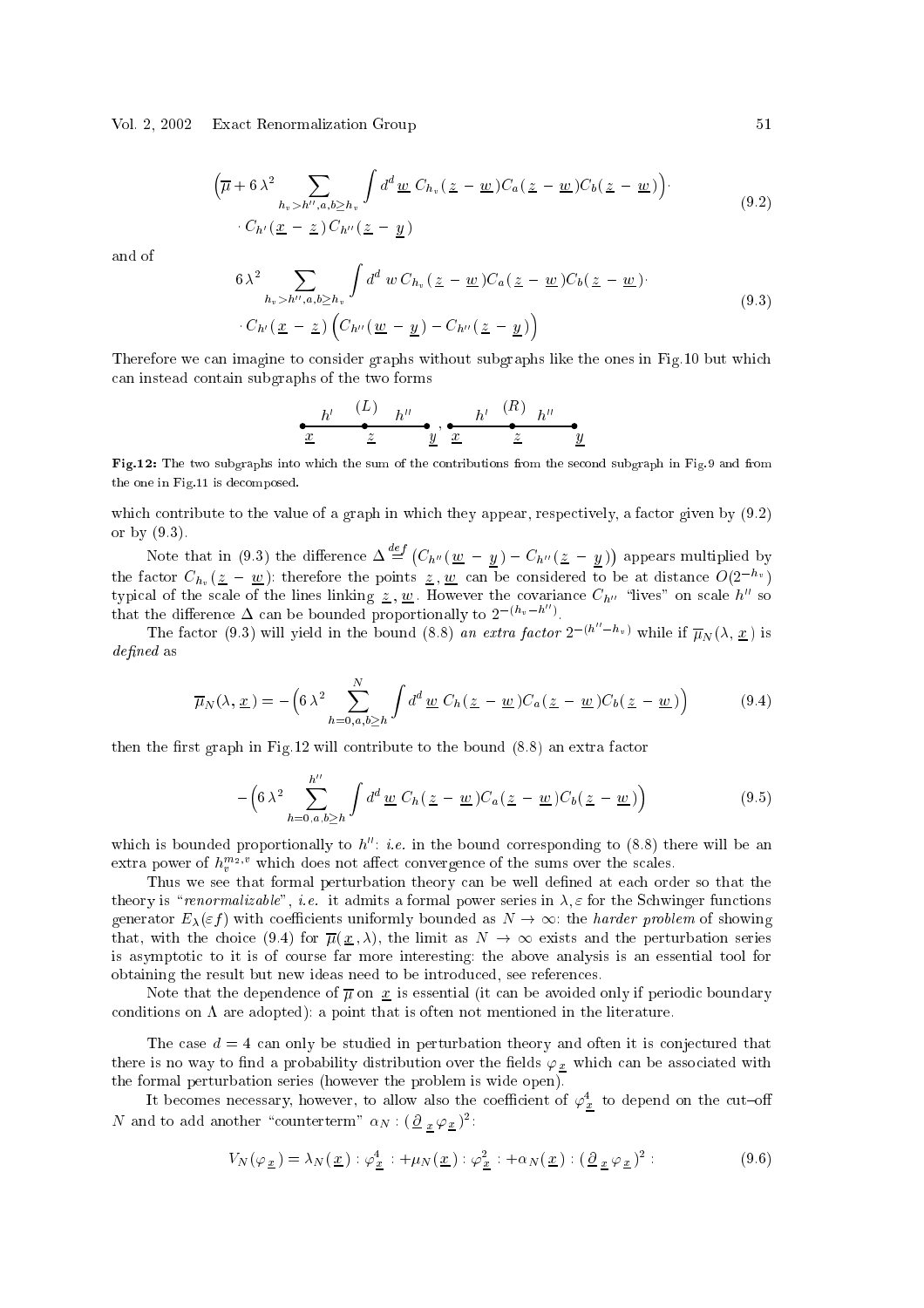$$\Big(\overline{\mu}+6\,\lambda^2\sum_{h_v>h'',a,b\ge h_v}\int d^d\underline{w}\;C_{h_v}(\underline{z}-\underline{w})C_a(\underline{z}-\underline{w})C_b(\underline{z}-\underline{w})\Big)\cdot$$
$$\cdot\,C_{h'}(\underline{x}-\underline{z})\,C_{h''}(\underline{z}-\underline{y}) \tag{9.2}$$

and of

$$6\,\lambda^2\sum_{h_v>h'',a,b\ge h_v}\int d^d\,w\,C_{h_v}(\underline{z}-\underline{w})C_a(\underline{z}-\underline{w})C_b(\underline{z}-\underline{w})\cdot$$
$$\cdot\,C_{h'}(\underline{x}-\underline{z})\,\Big(C_{h''}(\underline{w}-\underline{y})-C_{h''}(\underline{z}-\underline{y})\Big) \tag{9.3}$$

Therefore we can imagine to consider graphs without subgraphs like the ones in Fig.10 but which can instead contain subgraphs of the two forms

$$\underset{\underline{x}}{\bullet}\!\!\overset{h'}{\text{———}}\!\!\overset{(L)}{\underset{\underline{z}}{\bullet}}\!\!\overset{h''}{\text{———}}\!\!\underset{\underline{y}}{\bullet}\;,\quad \underset{\underline{x}}{\bullet}\!\!\overset{h'}{\text{———}}\!\!\overset{(R)}{\underset{\underline{z}}{\bullet}}\!\!\overset{h''}{\text{———}}\!\!\underset{\underline{y}}{\bullet}$$

**Fig.12:** The two subgraphs into which the sum of the contributions from the second subgraph in Fig.9 and from the one in Fig.11 is decomposed.

which contribute to the value of a graph in which they appear, respectively, a factor given by (9.2) or by (9.3).

Note that in (9.3) the difference $\Delta\stackrel{def}{=}\big(C_{h''}(\underline{w}-\underline{y})-C_{h''}(\underline{z}-\underline{y})\big)$ appears multiplied by the factor $C_{h_v}(\underline{z}-\underline{w})$: therefore the points $\underline{z},\underline{w}$ can be considered to be at distance $O(2^{-h_v})$ typical of the scale of the lines linking $\underline{z},\underline{w}$. However the covariance $C_{h''}$ "lives" on scale $h''$ so that the difference $\Delta$ can be bounded proportionally to $2^{-(h_v-h'')}$.

The factor (9.3) will yield in the bound (8.8) *an extra factor* $2^{-(h''-h_v)}$ while if $\overline{\mu}_N(\lambda,\underline{x})$ is *defined* as

$$\overline{\mu}_N(\lambda,\underline{x})=-\Big(6\,\lambda^2\sum_{h=0,a,b\ge h}^{N}\int d^d\underline{w}\;C_h(\underline{z}-\underline{w})C_a(\underline{z}-\underline{w})C_b(\underline{z}-\underline{w})\Big) \tag{9.4}$$

then the first graph in Fig.12 will contribute to the bound (8.8) an extra factor

$$-\Big(6\,\lambda^2\sum_{h=0,a,b\ge h}^{h''}\int d^d\underline{w}\;C_h(\underline{z}-\underline{w})C_a(\underline{z}-\underline{w})C_b(\underline{z}-\underline{w})\Big) \tag{9.5}$$

which is bounded proportionally to $h''$: *i.e.* in the bound corresponding to (8.8) there will be an extra power of $h_v^{m_2,v}$ which does not affect convergence of the sums over the scales.

Thus we see that formal perturbation theory can be well defined at each order so that the theory is "*renormalizable*", *i.e.* it admits a formal power series in $\lambda,\varepsilon$ for the Schwinger functions generator $E_\lambda(\varepsilon f)$ with coefficients uniformly bounded as $N\to\infty$: the *harder problem* of showing that, with the choice (9.4) for $\overline{\mu}(\underline{x},\lambda)$, the limit as $N\to\infty$ exists and the perturbation series is asymptotic to it is of course far more interesting: the above analysis is an essential tool for obtaining the result but new ideas need to be introduced, see references.

Note that the dependence of $\overline{\mu}$ on $\underline{x}$ is essential (it can be avoided only if periodic boundary conditions on $\Lambda$ are adopted): a point that is often not mentioned in the literature.

The case $d=4$ can only be studied in perturbation theory and often it is conjectured that there is no way to find a probability distribution over the fields $\varphi_{\underline{x}}$ which can be associated with the formal perturbation series (however the problem is wide open).

It becomes necessary, however, to allow also the coefficient of $\varphi^4_{\underline{x}}$ to depend on the cut–off $N$ and to add another "counterterm" $\alpha_N:(\underline{\partial}_{\underline{x}}\varphi_{\underline{x}})^2:$

$$V_N(\varphi_{\underline{x}})=\lambda_N(\underline{x}):\varphi^4_{\underline{x}}:+\mu_N(\underline{x}):\varphi^2_{\underline{x}}:+\alpha_N(\underline{x}):(\underline{\partial}_{\underline{x}}\varphi_{\underline{x}})^2: \tag{9.6}$$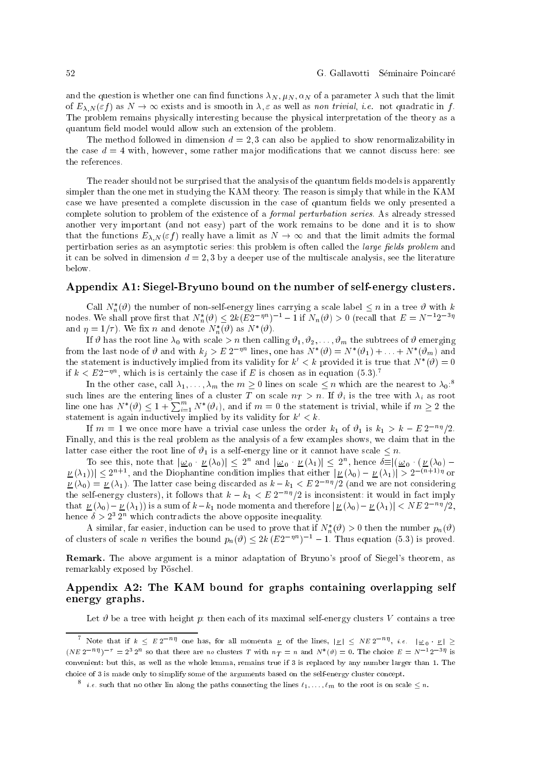and the question is whether one can find functions $\lambda_N, \mu_N, \alpha_N$ of a parameter $\lambda$ such that the limit of $E_{\lambda,N}(\varepsilon f)$ as $N\to\infty$ exists and is smooth in $\lambda,\varepsilon$ as well as *non trivial*, *i.e.* not quadratic in $f$. The problem remains physically interesting because the physical interpretation of the theory as a quantum field model would allow such an extension of the problem.

The method followed in dimension $d=2,3$ can also be applied to show renormalizability in the case $d=4$ with, however, some rather major modifications that we cannot discuss here: see the references.

The reader should not be surprised that the analysis of the quantum fields models is apparently simpler than the one met in studying the KAM theory. The reason is simply that while in the KAM case we have presented a complete discussion in the case of quantum fields we only presented a complete solution to problem of the existence of a *formal perturbation series*. As already stressed another very important (and not easy) part of the work remains to be done and it is to show that the functions $E_{\lambda,N}(\varepsilon f)$ really have a limit as $N\to\infty$ and that the limit admits the formal pertirbation series as an asymptotic series: this problem is often called the *large fields problem* and it can be solved in dimension $d=2,3$ by a deeper use of the multiscale analysis, see the literature below.

## Appendix A1: Siegel-Bryuno bound on the number of self-energy clusters.

Call $N^*_n(\vartheta)$ the number of non-self-energy lines carrying a scale label $\le n$ in a tree $\vartheta$ with $k$ nodes. We shall prove first that $N^*_n(\vartheta)\le 2k(E2^{-\eta n})^{-1}-1$ if $N_n(\vartheta)>0$ (recall that $E=N^{-1}2^{-3\eta}$ and $\eta=1/\tau$). We fix $n$ and denote $N^*_n(\vartheta)$ as $N^*(\vartheta)$.

If $\vartheta$ has the root line $\lambda_0$ with scale $>n$ then calling $\vartheta_1,\vartheta_2,\ldots,\vartheta_m$ the subtrees of $\vartheta$ emerging from the last node of $\vartheta$ and with $k_j>E\,2^{-\eta n}$ lines, one has $N^*(\vartheta)=N^*(\vartheta_1)+\ldots+N^*(\vartheta_m)$ and the statement is inductively implied from its validity for $k'<k$ provided it is true that $N^*(\vartheta)=0$ if $k<E2^{-\eta n}$, which is is certainly the case if $E$ is chosen as in equation (5.3).[7]

In the other case, call $\lambda_1,\ldots,\lambda_m$ the $m\ge 0$ lines on scale $\le n$ which are the nearest to $\lambda_0$:[8] such lines are the entering lines of a cluster $T$ on scale $n_T>n$. If $\vartheta_i$ is the tree with $\lambda_i$ as root line one has $N^*(\vartheta)\le 1+\sum_{i=1}^m N^*(\vartheta_i)$, and if $m=0$ the statement is trivial, while if $m\ge 2$ the statement is again inductively implied by its validity for $k'<k$.

If $m=1$ we once more have a trivial case unless the order $k_1$ of $\vartheta_1$ is $k_1>k-E\,2^{-n\eta}/2$. Finally, and this is the real problem as the analysis of a few examples shows, we claim that in the latter case either the root line of $\vartheta_1$ is a self-energy line or it cannot have scale $\le n$.

To see this, note that $|\underline{\omega}_0\cdot\underline{\nu}(\lambda_0)|\le 2^n$ and $|\underline{\omega}_0\cdot\underline{\nu}(\lambda_1)|\le 2^n$, hence $\delta\equiv|(\underline{\omega}_0\cdot(\underline{\nu}(\lambda_0)-\underline{\nu}(\lambda_1))|\le 2^{n+1}$, and the Diophantine condition implies that either $|\underline{\nu}(\lambda_0)-\underline{\nu}(\lambda_1)|>2^{-(n+1)\eta}$ or $\underline{\nu}(\lambda_0)=\underline{\nu}(\lambda_1)$. The latter case being discarded as $k-k_1<E\,2^{-n\eta}/2$ (and we are not considering the self-energy clusters), it follows that $k-k_1<E\,2^{-n\eta}/2$ is inconsistent: it would in fact imply that $\underline{\nu}(\lambda_0)-\underline{\nu}(\lambda_1))$ is a sum of $k-k_1$ node momenta and therefore $|\underline{\nu}(\lambda_0)-\underline{\nu}(\lambda_1)|<NE\,2^{-n\eta}/2$, hence $\delta>2^3\,2^n$ which contradicts the above opposite inequality.

A similar, far easier, induction can be used to prove that if $N^*_n(\vartheta)>0$ then the number $p_n(\vartheta)$ of clusters of scale $n$ verifies the bound $p_n(\vartheta)\le 2k\,(E2^{-\eta n})^{-1}-1$. Thus equation (5.3) is proved.

**Remark.** The above argument is a minor adaptation of Bryuno's proof of Siegel's theorem, as remarkably exposed by Pöschel.

## Appendix A2: The KAM bound for graphs containing overlapping self energy graphs.

Let $\vartheta$ be a tree with height $p$: then each of its maximal self-energy clusters $V$ contains a tree

---

[7] Note that if $k\le E\,2^{-n\eta}$ one has, for all momenta $\underline{\nu}$ of the lines, $|\underline{\nu}|\le NE\,2^{-n\eta}$, *i.e.* $|\underline{\omega}_0\cdot\underline{\nu}|\ge(NE\,2^{-n\eta})^{-\tau}=2^3\,2^n$ so that there are *no* clusters $T$ with $n_T=n$ and $N^*(\vartheta)=0$. The choice $E=N^{-1}2^{-3\eta}$ is convenient: but this, as well as the whole lemma, remains true if 3 is replaced by any number larger than 1. The choice of 3 is made only to simplify some of the arguments based on the self-energy cluster concept.

[8] *i.e.* such that no other lin along the paths connecting the lines $\ell_1,\ldots,\ell_m$ to the root is on scale $\le n$.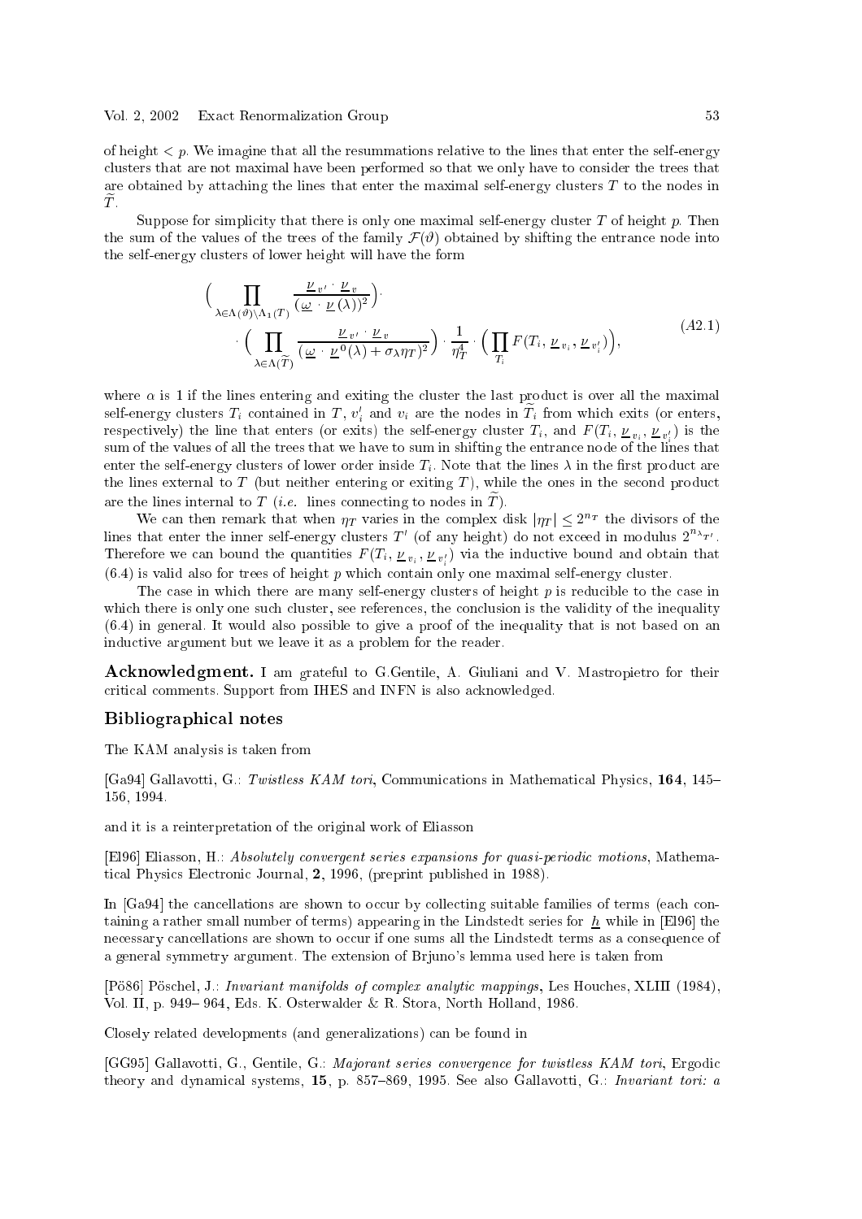of height $< p$. We imagine that all the resummations relative to the lines that enter the self-energy clusters that are not maximal have been performed so that we only have to consider the trees that are obtained by attaching the lines that enter the maximal self-energy clusters $T$ to the nodes in $\widetilde{T}$.

Suppose for simplicity that there is only one maximal self-energy cluster $T$ of height $p$. Then the sum of the values of the trees of the family $\mathcal{F}(\vartheta)$ obtained by shifting the entrance node into the self-energy clusters of lower height will have the form

$$
\begin{aligned}
&\Big( \prod_{\lambda \in \Lambda(\vartheta) \setminus \Lambda_1(T)} \frac{\underline{\nu}_{v'} \cdot \underline{\nu}_v}{(\underline{\omega} \cdot \underline{\nu}(\lambda))^2} \Big) \cdot \\
&\qquad \cdot \Big( \prod_{\lambda \in \Lambda(\widetilde{T})} \frac{\underline{\nu}_{v'} \cdot \underline{\nu}_v}{(\underline{\omega} \cdot \underline{\nu}^0(\lambda) + \sigma_\lambda \eta_T)^2} \Big) \cdot \frac{1}{\eta_T^4} \cdot \Big( \prod_{T_i} F(T_i, \underline{\nu}_{v_i}, \underline{\nu}_{v_i'}) \Big),
\end{aligned}
\tag{A2.1}
$$

where $\alpha$ is 1 if the lines entering and exiting the cluster the last product is over all the maximal self-energy clusters $T_i$ contained in $T$, $v_i'$ and $v_i$ are the nodes in $\widetilde{T}_i$ from which exits (or enters, respectively) the line that enters (or exits) the self-energy cluster $T_i$, and $F(T_i, \underline{\nu}_{v_i}, \underline{\nu}_{v_i'})$ is the sum of the values of all the trees that we have to sum in shifting the entrance node of the lines that enter the self-energy clusters of lower order inside $T_i$. Note that the lines $\lambda$ in the first product are the lines external to $T$ (but neither entering or exiting $T$), while the ones in the second product are the lines internal to $T$ (*i.e.* lines connecting to nodes in $\widetilde{T}$).

We can then remark that when $\eta_T$ varies in the complex disk $|\eta_T| \le 2^{n_T}$ the divisors of the lines that enter the inner self-energy clusters $T'$ (of any height) do not exceed in modulus $2^{n_{\lambda_{T'}}}$. Therefore we can bound the quantities $F(T_i, \underline{\nu}_{v_i}, \underline{\nu}_{v_i'})$ via the inductive bound and obtain that (6.4) is valid also for trees of height $p$ which contain only one maximal self-energy cluster.

The case in which there are many self-energy clusters of height $p$ is reducible to the case in which there is only one such cluster, see references, the conclusion is the validity of the inequality (6.4) in general. It would also possible to give a proof of the inequality that is not based on an inductive argument but we leave it as a problem for the reader.

**Acknowledgment.** I am grateful to G.Gentile, A. Giuliani and V. Mastropietro for their critical comments. Support from IHES and INFN is also acknowledged.

### Bibliographical notes

The KAM analysis is taken from

[Ga94] Gallavotti, G.: *Twistless KAM tori*, Communications in Mathematical Physics, **164**, 145–156, 1994.

and it is a reinterpretation of the original work of Eliasson

[El96] Eliasson, H.: *Absolutely convergent series expansions for quasi-periodic motions*, Mathematical Physics Electronic Journal, **2**, 1996, (preprint published in 1988).

In [Ga94] the cancellations are shown to occur by collecting suitable families of terms (each containing a rather small number of terms) appearing in the Lindstedt series for $\underline{h}$ while in [El96] the necessary cancellations are shown to occur if one sums all the Lindstedt terms as a consequence of a general symmetry argument. The extension of Brjuno's lemma used here is taken from

[Pö86] Pöschel, J.: *Invariant manifolds of complex analytic mappings*, Les Houches, XLIII (1984), Vol. II, p. 949– 964, Eds. K. Osterwalder & R. Stora, North Holland, 1986.

Closely related developments (and generalizations) can be found in

[GG95] Gallavotti, G., Gentile, G.: *Majorant series convergence for twistless KAM tori*, Ergodic theory and dynamical systems, **15**, p. 857–869, 1995. See also Gallavotti, G.: *Invariant tori: a*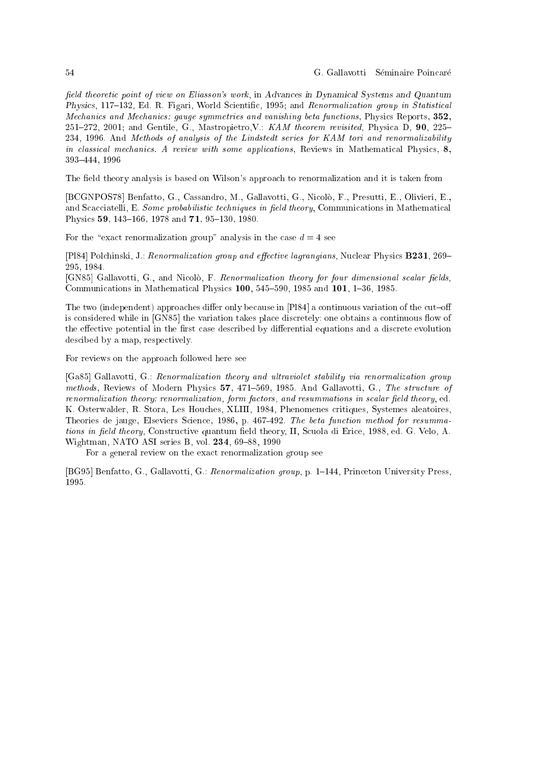*field theoretic point of view on Eliasson's work*, in *Advances in Dynamical Systems and Quantum Physics*, 117–132, Ed. R. Figari, World Scientific, 1995; and *Renormalization group in Statistical Mechanics and Mechanics: gauge symmetries and vanishing beta functions*, Physics Reports, **352**, 251–272, 2001; and Gentile, G., Mastropietro,V.: *KAM theorem revisited*, Physica D, **90**, 225–234, 1996. And *Methods of analysis of the Lindstedt series for KAM tori and renormalizability in classical mechanics. A review with some applications*, Reviews in Mathematical Physics, **8**, 393–444, 1996

The field theory analysis is based on Wilson's approach to renormalization and it is taken from

[BCGNPOS78] Benfatto, G., Cassandro, M., Gallavotti, G., Nicolò, F., Presutti, E., Olivieri, E., and Scacciatelli, E. *Some probabilistic techniques in field theory*, Communications in Mathematical Physics **59**, 143–166, 1978 and **71**, 95–130, 1980.

For the "exact renormalization group" analysis in the case $d = 4$ see

[Pl84] Polchinski, J.: *Renormalization group and effective lagrangians*, Nuclear Physics **B231**, 269–295, 1984.
[GN85] Gallavotti, G., and Nicolò, F. *Renormalization theory for four dimensional scalar fields*, Communications in Mathematical Physics **100**, 545–590, 1985 and **101**, 1–36, 1985.

The two (independent) approaches differ only because in [Pl84] a continuous variation of the cut–off is considered while in [GN85] the variation takes place discretely: one obtains a continuous flow of the effective potential in the first case described by differential equations and a discrete evolution descibed by a map, respectively.

For reviews on the approach followed here see

[Ga85] Gallavotti, G.: *Renormalization theory and ultraviolet stability via renormalization group methods*, Reviews of Modern Physics **57**, 471–569, 1985. And Gallavotti, G., *The structure of renormalization theory: renormalization, form factors, and resummations in scalar field theory*, ed. K. Osterwalder, R. Stora, Les Houches, XLIII, 1984, Phenomenes critiques, Systemes aleatoires, Theories de jauge, Elseviers Science, 1986, p. 467-492. *The beta function method for resummations in field theory*, Constructive quantum field theory, II, Scuola di Erice, 1988, ed. G. Velo, A. Wightman, NATO ASI series B, vol. **234**, 69–88, 1990

For a general review on the exact renormalization group see

[BG95] Benfatto, G., Gallavotti, G.: *Renormalization group*, p. 1–144, Princeton University Press, 1995.